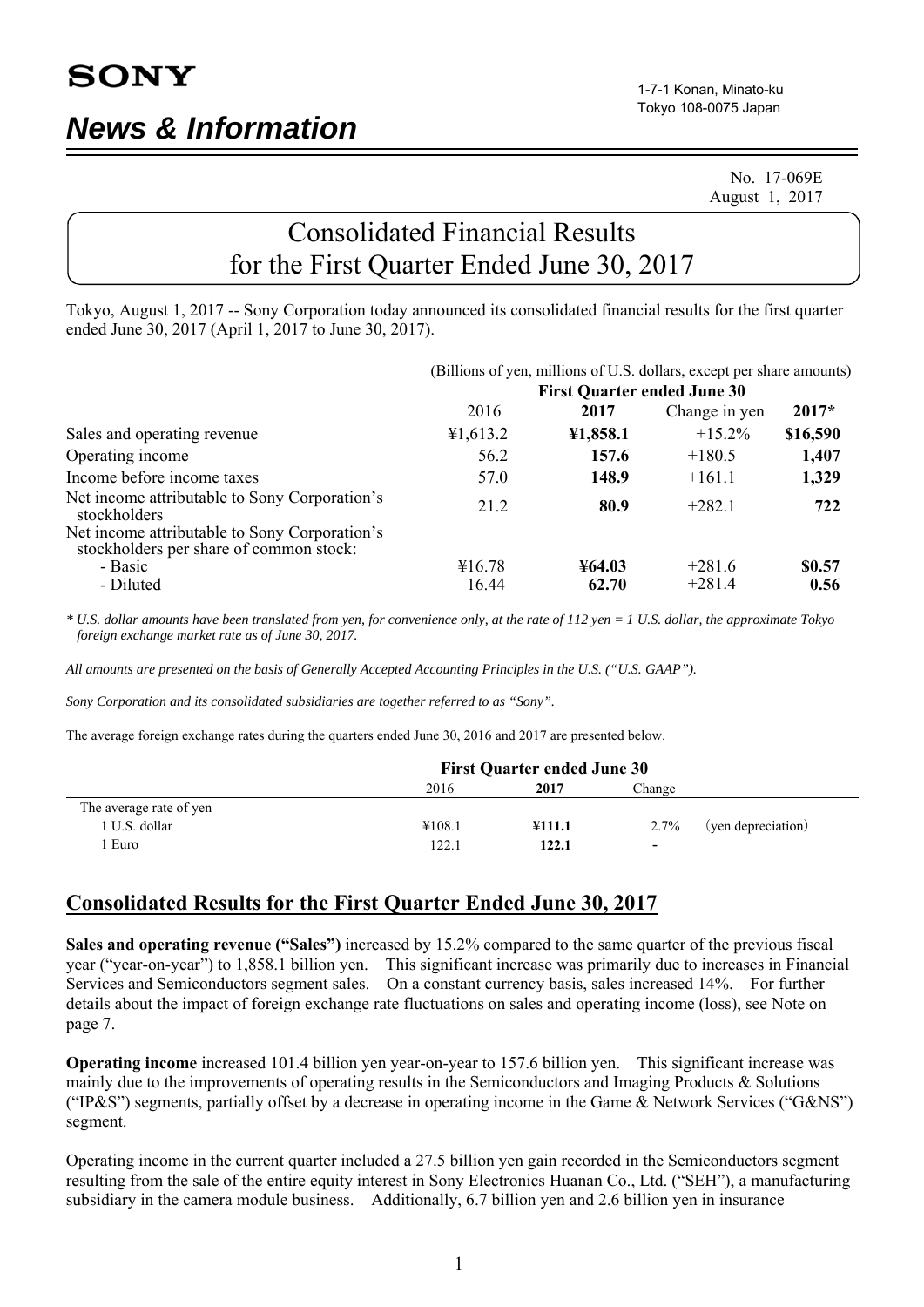**SONY**

1-7-1 Konan, Minato-ku
Tokyo 108-0075 Japan

## *News & Information*

No. 17-069E
August 1, 2017

# Consolidated Financial Results for the First Quarter Ended June 30, 2017

Tokyo, August 1, 2017 -- Sony Corporation today announced its consolidated financial results for the first quarter ended June 30, 2017 (April 1, 2017 to June 30, 2017).

(Billions of yen, millions of U.S. dollars, except per share amounts)

| | First Quarter ended June 30 | | | |
|---|---|---|---|---|
| | 2016 | **2017** | Change in yen | **2017*** |
| Sales and operating revenue | ¥1,613.2 | **¥1,858.1** | +15.2% | **$16,590** |
| Operating income | 56.2 | **157.6** | +180.5 | **1,407** |
| Income before income taxes | 57.0 | **148.9** | +161.1 | **1,329** |
| Net income attributable to Sony Corporation's stockholders | 21.2 | **80.9** | +282.1 | **722** |
| Net income attributable to Sony Corporation's stockholders per share of common stock: | | | | |
| - Basic | ¥16.78 | **¥64.03** | +281.6 | **$0.57** |
| - Diluted | 16.44 | **62.70** | +281.4 | **0.56** |

*\* U.S. dollar amounts have been translated from yen, for convenience only, at the rate of 112 yen = 1 U.S. dollar, the approximate Tokyo foreign exchange market rate as of June 30, 2017.*

*All amounts are presented on the basis of Generally Accepted Accounting Principles in the U.S. ("U.S. GAAP").*

*Sony Corporation and its consolidated subsidiaries are together referred to as "Sony".*

The average foreign exchange rates during the quarters ended June 30, 2016 and 2017 are presented below.

| | First Quarter ended June 30 | | | |
|---|---|---|---|---|
| | 2016 | **2017** | Change | |
| The average rate of yen | | | | |
| 1 U.S. dollar | ¥108.1 | **¥111.1** | 2.7% | (yen depreciation) |
| 1 Euro | 122.1 | **122.1** | - | |

## Consolidated Results for the First Quarter Ended June 30, 2017

**Sales and operating revenue ("Sales")** increased by 15.2% compared to the same quarter of the previous fiscal year ("year-on-year") to 1,858.1 billion yen. This significant increase was primarily due to increases in Financial Services and Semiconductors segment sales. On a constant currency basis, sales increased 14%. For further details about the impact of foreign exchange rate fluctuations on sales and operating income (loss), see Note on page 7.

**Operating income** increased 101.4 billion yen year-on-year to 157.6 billion yen. This significant increase was mainly due to the improvements of operating results in the Semiconductors and Imaging Products & Solutions ("IP&S") segments, partially offset by a decrease in operating income in the Game & Network Services ("G&NS") segment.

Operating income in the current quarter included a 27.5 billion yen gain recorded in the Semiconductors segment resulting from the sale of the entire equity interest in Sony Electronics Huanan Co., Ltd. ("SEH"), a manufacturing subsidiary in the camera module business. Additionally, 6.7 billion yen and 2.6 billion yen in insurance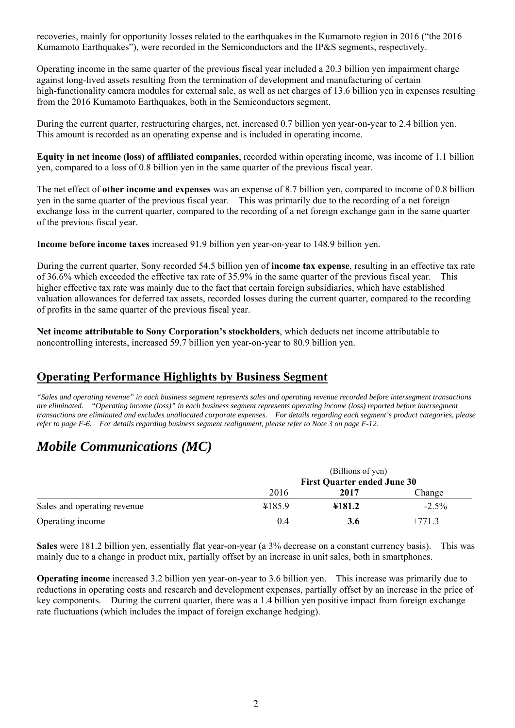recoveries, mainly for opportunity losses related to the earthquakes in the Kumamoto region in 2016 ("the 2016 Kumamoto Earthquakes"), were recorded in the Semiconductors and the IP&S segments, respectively.

Operating income in the same quarter of the previous fiscal year included a 20.3 billion yen impairment charge against long-lived assets resulting from the termination of development and manufacturing of certain high-functionality camera modules for external sale, as well as net charges of 13.6 billion yen in expenses resulting from the 2016 Kumamoto Earthquakes, both in the Semiconductors segment.

During the current quarter, restructuring charges, net, increased 0.7 billion yen year-on-year to 2.4 billion yen. This amount is recorded as an operating expense and is included in operating income.

**Equity in net income (loss) of affiliated companies**, recorded within operating income, was income of 1.1 billion yen, compared to a loss of 0.8 billion yen in the same quarter of the previous fiscal year.

The net effect of **other income and expenses** was an expense of 8.7 billion yen, compared to income of 0.8 billion yen in the same quarter of the previous fiscal year. This was primarily due to the recording of a net foreign exchange loss in the current quarter, compared to the recording of a net foreign exchange gain in the same quarter of the previous fiscal year.

**Income before income taxes** increased 91.9 billion yen year-on-year to 148.9 billion yen.

During the current quarter, Sony recorded 54.5 billion yen of **income tax expense**, resulting in an effective tax rate of 36.6% which exceeded the effective tax rate of 35.9% in the same quarter of the previous fiscal year. This higher effective tax rate was mainly due to the fact that certain foreign subsidiaries, which have established valuation allowances for deferred tax assets, recorded losses during the current quarter, compared to the recording of profits in the same quarter of the previous fiscal year.

**Net income attributable to Sony Corporation's stockholders**, which deducts net income attributable to noncontrolling interests, increased 59.7 billion yen year-on-year to 80.9 billion yen.

## Operating Performance Highlights by Business Segment

*"Sales and operating revenue" in each business segment represents sales and operating revenue recorded before intersegment transactions are eliminated. "Operating income (loss)" in each business segment represents operating income (loss) reported before intersegment transactions are eliminated and excludes unallocated corporate expenses. For details regarding each segment's product categories, please refer to page F-6. For details regarding business segment realignment, please refer to Note 3 on page F-12.*

## *Mobile Communications (MC)*

| | (Billions of yen) | | |
|---|---|---|---|
| | **First Quarter ended June 30** | | |
| | 2016 | **2017** | Change |
| Sales and operating revenue | ¥185.9 | **¥181.2** | -2.5% |
| Operating income | 0.4 | **3.6** | +771.3 |

**Sales** were 181.2 billion yen, essentially flat year-on-year (a 3% decrease on a constant currency basis). This was mainly due to a change in product mix, partially offset by an increase in unit sales, both in smartphones.

**Operating income** increased 3.2 billion yen year-on-year to 3.6 billion yen. This increase was primarily due to reductions in operating costs and research and development expenses, partially offset by an increase in the price of key components. During the current quarter, there was a 1.4 billion yen positive impact from foreign exchange rate fluctuations (which includes the impact of foreign exchange hedging).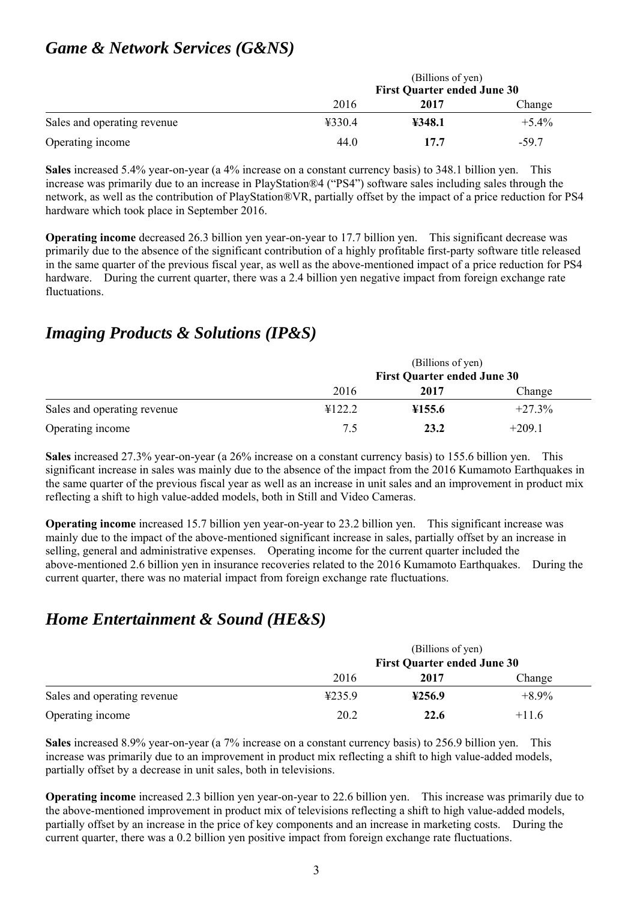## *Game & Network Services (G&NS)*

| | (Billions of yen) First Quarter ended June 30 | | |
|---|---|---|---|
| | 2016 | **2017** | Change |
| Sales and operating revenue | ¥330.4 | **¥348.1** | +5.4% |
| Operating income | 44.0 | **17.7** | -59.7 |

**Sales** increased 5.4% year-on-year (a 4% increase on a constant currency basis) to 348.1 billion yen. This increase was primarily due to an increase in PlayStation®4 ("PS4") software sales including sales through the network, as well as the contribution of PlayStation®VR, partially offset by the impact of a price reduction for PS4 hardware which took place in September 2016.

**Operating income** decreased 26.3 billion yen year-on-year to 17.7 billion yen. This significant decrease was primarily due to the absence of the significant contribution of a highly profitable first-party software title released in the same quarter of the previous fiscal year, as well as the above-mentioned impact of a price reduction for PS4 hardware. During the current quarter, there was a 2.4 billion yen negative impact from foreign exchange rate fluctuations.

## *Imaging Products & Solutions (IP&S)*

| | (Billions of yen) First Quarter ended June 30 | | |
|---|---|---|---|
| | 2016 | **2017** | Change |
| Sales and operating revenue | ¥122.2 | **¥155.6** | +27.3% |
| Operating income | 7.5 | **23.2** | +209.1 |

**Sales** increased 27.3% year-on-year (a 26% increase on a constant currency basis) to 155.6 billion yen. This significant increase in sales was mainly due to the absence of the impact from the 2016 Kumamoto Earthquakes in the same quarter of the previous fiscal year as well as an increase in unit sales and an improvement in product mix reflecting a shift to high value-added models, both in Still and Video Cameras.

**Operating income** increased 15.7 billion yen year-on-year to 23.2 billion yen. This significant increase was mainly due to the impact of the above-mentioned significant increase in sales, partially offset by an increase in selling, general and administrative expenses. Operating income for the current quarter included the above-mentioned 2.6 billion yen in insurance recoveries related to the 2016 Kumamoto Earthquakes. During the current quarter, there was no material impact from foreign exchange rate fluctuations.

## *Home Entertainment & Sound (HE&S)*

| | (Billions of yen) First Quarter ended June 30 | | |
|---|---|---|---|
| | 2016 | **2017** | Change |
| Sales and operating revenue | ¥235.9 | **¥256.9** | +8.9% |
| Operating income | 20.2 | **22.6** | +11.6 |

**Sales** increased 8.9% year-on-year (a 7% increase on a constant currency basis) to 256.9 billion yen. This increase was primarily due to an improvement in product mix reflecting a shift to high value-added models, partially offset by a decrease in unit sales, both in televisions.

**Operating income** increased 2.3 billion yen year-on-year to 22.6 billion yen. This increase was primarily due to the above-mentioned improvement in product mix of televisions reflecting a shift to high value-added models, partially offset by an increase in the price of key components and an increase in marketing costs. During the current quarter, there was a 0.2 billion yen positive impact from foreign exchange rate fluctuations.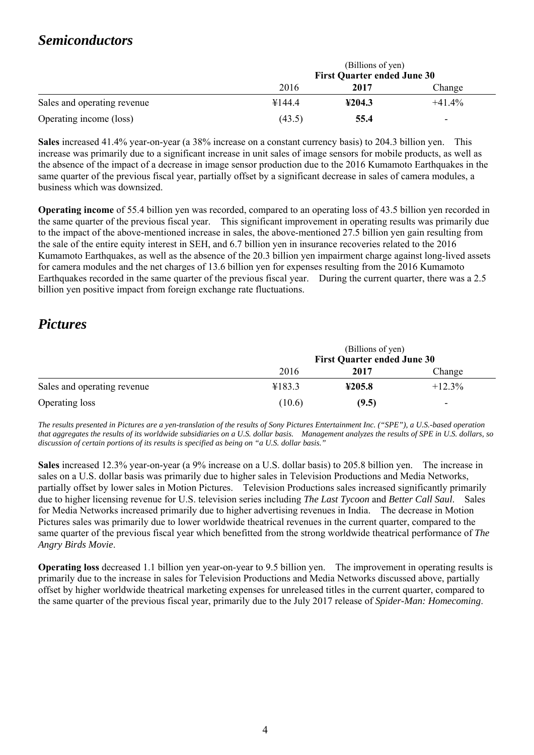## *Semiconductors*

| | (Billions of yen) First Quarter ended June 30 | | |
|---|---|---|---|
| | 2016 | **2017** | Change |
| Sales and operating revenue | ¥144.4 | **¥204.3** | +41.4% |
| Operating income (loss) | (43.5) | **55.4** | - |

**Sales** increased 41.4% year-on-year (a 38% increase on a constant currency basis) to 204.3 billion yen. This increase was primarily due to a significant increase in unit sales of image sensors for mobile products, as well as the absence of the impact of a decrease in image sensor production due to the 2016 Kumamoto Earthquakes in the same quarter of the previous fiscal year, partially offset by a significant decrease in sales of camera modules, a business which was downsized.

**Operating income** of 55.4 billion yen was recorded, compared to an operating loss of 43.5 billion yen recorded in the same quarter of the previous fiscal year. This significant improvement in operating results was primarily due to the impact of the above-mentioned increase in sales, the above-mentioned 27.5 billion yen gain resulting from the sale of the entire equity interest in SEH, and 6.7 billion yen in insurance recoveries related to the 2016 Kumamoto Earthquakes, as well as the absence of the 20.3 billion yen impairment charge against long-lived assets for camera modules and the net charges of 13.6 billion yen for expenses resulting from the 2016 Kumamoto Earthquakes recorded in the same quarter of the previous fiscal year. During the current quarter, there was a 2.5 billion yen positive impact from foreign exchange rate fluctuations.

## *Pictures*

| | (Billions of yen) First Quarter ended June 30 | | |
|---|---|---|---|
| | 2016 | **2017** | Change |
| Sales and operating revenue | ¥183.3 | **¥205.8** | +12.3% |
| Operating loss | (10.6) | **(9.5)** | - |

*The results presented in Pictures are a yen-translation of the results of Sony Pictures Entertainment Inc. ("SPE"), a U.S.-based operation that aggregates the results of its worldwide subsidiaries on a U.S. dollar basis. Management analyzes the results of SPE in U.S. dollars, so discussion of certain portions of its results is specified as being on "a U.S. dollar basis."*

**Sales** increased 12.3% year-on-year (a 9% increase on a U.S. dollar basis) to 205.8 billion yen. The increase in sales on a U.S. dollar basis was primarily due to higher sales in Television Productions and Media Networks, partially offset by lower sales in Motion Pictures. Television Productions sales increased significantly primarily due to higher licensing revenue for U.S. television series including *The Last Tycoon* and *Better Call Saul*. Sales for Media Networks increased primarily due to higher advertising revenues in India. The decrease in Motion Pictures sales was primarily due to lower worldwide theatrical revenues in the current quarter, compared to the same quarter of the previous fiscal year which benefitted from the strong worldwide theatrical performance of *The Angry Birds Movie*.

**Operating loss** decreased 1.1 billion yen year-on-year to 9.5 billion yen. The improvement in operating results is primarily due to the increase in sales for Television Productions and Media Networks discussed above, partially offset by higher worldwide theatrical marketing expenses for unreleased titles in the current quarter, compared to the same quarter of the previous fiscal year, primarily due to the July 2017 release of *Spider-Man: Homecoming*.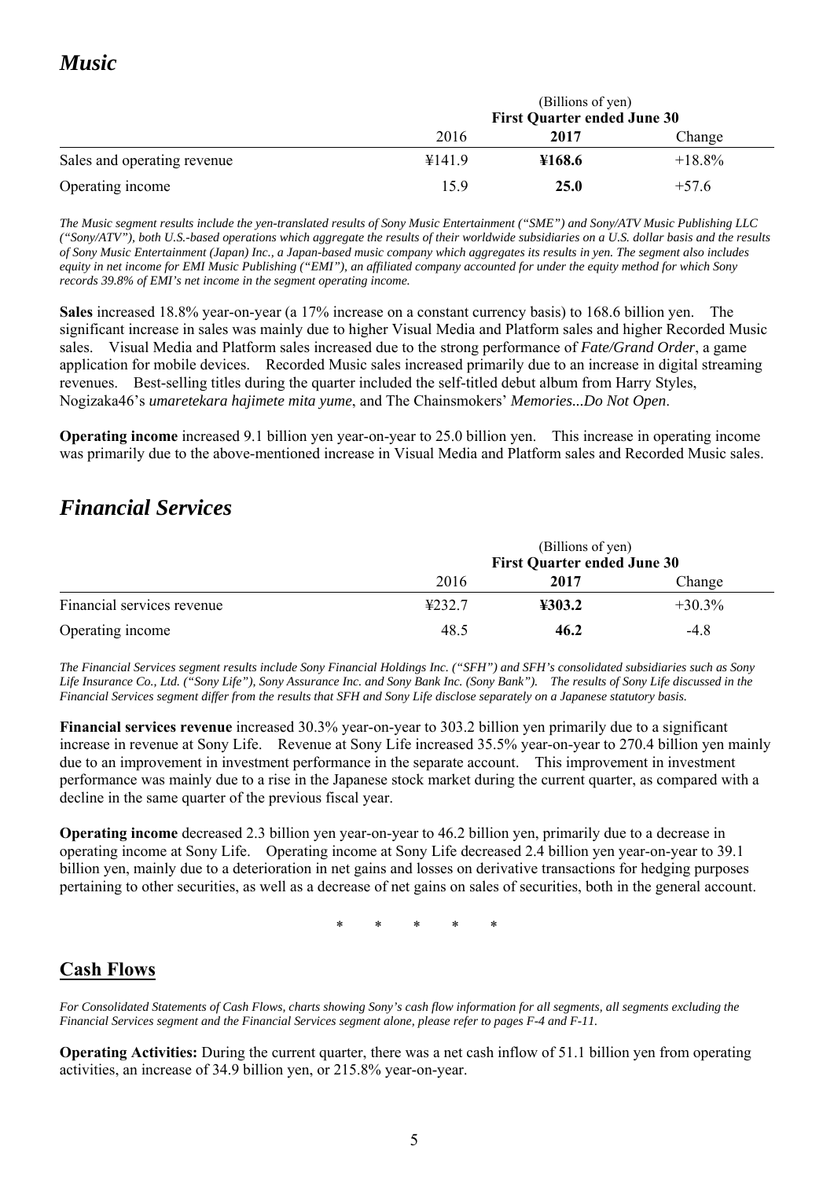# *Music*

| | (Billions of yen) First Quarter ended June 30 | | |
|---|---|---|---|
| | 2016 | **2017** | Change |
| Sales and operating revenue | ¥141.9 | **¥168.6** | +18.8% |
| Operating income | 15.9 | **25.0** | +57.6 |

*The Music segment results include the yen-translated results of Sony Music Entertainment ("SME") and Sony/ATV Music Publishing LLC ("Sony/ATV"), both U.S.-based operations which aggregate the results of their worldwide subsidiaries on a U.S. dollar basis and the results of Sony Music Entertainment (Japan) Inc., a Japan-based music company which aggregates its results in yen. The segment also includes equity in net income for EMI Music Publishing ("EMI"), an affiliated company accounted for under the equity method for which Sony records 39.8% of EMI's net income in the segment operating income.*

**Sales** increased 18.8% year-on-year (a 17% increase on a constant currency basis) to 168.6 billion yen. The significant increase in sales was mainly due to higher Visual Media and Platform sales and higher Recorded Music sales. Visual Media and Platform sales increased due to the strong performance of *Fate/Grand Order*, a game application for mobile devices. Recorded Music sales increased primarily due to an increase in digital streaming revenues. Best-selling titles during the quarter included the self-titled debut album from Harry Styles, Nogizaka46's *umaretekara hajimete mita yume*, and The Chainsmokers' *Memories...Do Not Open*.

**Operating income** increased 9.1 billion yen year-on-year to 25.0 billion yen. This increase in operating income was primarily due to the above-mentioned increase in Visual Media and Platform sales and Recorded Music sales.

# *Financial Services*

| | (Billions of yen) First Quarter ended June 30 | | |
|---|---|---|---|
| | 2016 | **2017** | Change |
| Financial services revenue | ¥232.7 | **¥303.2** | +30.3% |
| Operating income | 48.5 | **46.2** | -4.8 |

*The Financial Services segment results include Sony Financial Holdings Inc. ("SFH") and SFH's consolidated subsidiaries such as Sony Life Insurance Co., Ltd. ("Sony Life"), Sony Assurance Inc. and Sony Bank Inc. (Sony Bank"). The results of Sony Life discussed in the Financial Services segment differ from the results that SFH and Sony Life disclose separately on a Japanese statutory basis.*

**Financial services revenue** increased 30.3% year-on-year to 303.2 billion yen primarily due to a significant increase in revenue at Sony Life. Revenue at Sony Life increased 35.5% year-on-year to 270.4 billion yen mainly due to an improvement in investment performance in the separate account. This improvement in investment performance was mainly due to a rise in the Japanese stock market during the current quarter, as compared with a decline in the same quarter of the previous fiscal year.

**Operating income** decreased 2.3 billion yen year-on-year to 46.2 billion yen, primarily due to a decrease in operating income at Sony Life. Operating income at Sony Life decreased 2.4 billion yen year-on-year to 39.1 billion yen, mainly due to a deterioration in net gains and losses on derivative transactions for hedging purposes pertaining to other securities, as well as a decrease of net gains on sales of securities, both in the general account.

\* \* \* \* \*

## Cash Flows

*For Consolidated Statements of Cash Flows, charts showing Sony's cash flow information for all segments, all segments excluding the Financial Services segment and the Financial Services segment alone, please refer to pages F-4 and F-11.*

**Operating Activities:** During the current quarter, there was a net cash inflow of 51.1 billion yen from operating activities, an increase of 34.9 billion yen, or 215.8% year-on-year.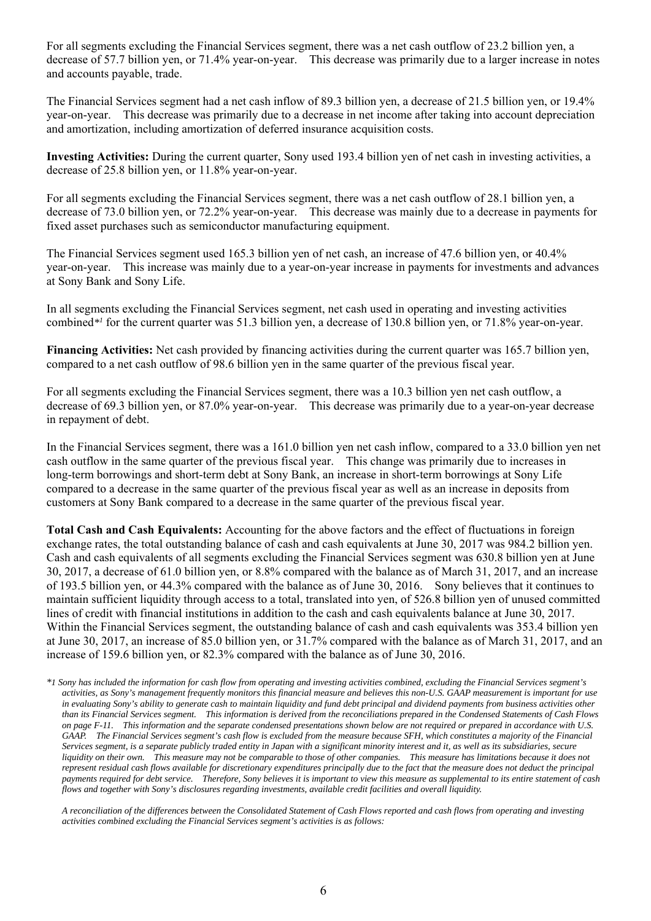For all segments excluding the Financial Services segment, there was a net cash outflow of 23.2 billion yen, a decrease of 57.7 billion yen, or 71.4% year-on-year. This decrease was primarily due to a larger increase in notes and accounts payable, trade.

The Financial Services segment had a net cash inflow of 89.3 billion yen, a decrease of 21.5 billion yen, or 19.4% year-on-year. This decrease was primarily due to a decrease in net income after taking into account depreciation and amortization, including amortization of deferred insurance acquisition costs.

**Investing Activities:** During the current quarter, Sony used 193.4 billion yen of net cash in investing activities, a decrease of 25.8 billion yen, or 11.8% year-on-year.

For all segments excluding the Financial Services segment, there was a net cash outflow of 28.1 billion yen, a decrease of 73.0 billion yen, or 72.2% year-on-year. This decrease was mainly due to a decrease in payments for fixed asset purchases such as semiconductor manufacturing equipment.

The Financial Services segment used 165.3 billion yen of net cash, an increase of 47.6 billion yen, or 40.4% year-on-year. This increase was mainly due to a year-on-year increase in payments for investments and advances at Sony Bank and Sony Life.

In all segments excluding the Financial Services segment, net cash used in operating and investing activities combined*[1] for the current quarter was 51.3 billion yen, a decrease of 130.8 billion yen, or 71.8% year-on-year.

**Financing Activities:** Net cash provided by financing activities during the current quarter was 165.7 billion yen, compared to a net cash outflow of 98.6 billion yen in the same quarter of the previous fiscal year.

For all segments excluding the Financial Services segment, there was a 10.3 billion yen net cash outflow, a decrease of 69.3 billion yen, or 87.0% year-on-year. This decrease was primarily due to a year-on-year decrease in repayment of debt.

In the Financial Services segment, there was a 161.0 billion yen net cash inflow, compared to a 33.0 billion yen net cash outflow in the same quarter of the previous fiscal year. This change was primarily due to increases in long-term borrowings and short-term debt at Sony Bank, an increase in short-term borrowings at Sony Life compared to a decrease in the same quarter of the previous fiscal year as well as an increase in deposits from customers at Sony Bank compared to a decrease in the same quarter of the previous fiscal year.

**Total Cash and Cash Equivalents:** Accounting for the above factors and the effect of fluctuations in foreign exchange rates, the total outstanding balance of cash and cash equivalents at June 30, 2017 was 984.2 billion yen. Cash and cash equivalents of all segments excluding the Financial Services segment was 630.8 billion yen at June 30, 2017, a decrease of 61.0 billion yen, or 8.8% compared with the balance as of March 31, 2017, and an increase of 193.5 billion yen, or 44.3% compared with the balance as of June 30, 2016. Sony believes that it continues to maintain sufficient liquidity through access to a total, translated into yen, of 526.8 billion yen of unused committed lines of credit with financial institutions in addition to the cash and cash equivalents balance at June 30, 2017. Within the Financial Services segment, the outstanding balance of cash and cash equivalents was 353.4 billion yen at June 30, 2017, an increase of 85.0 billion yen, or 31.7% compared with the balance as of March 31, 2017, and an increase of 159.6 billion yen, or 82.3% compared with the balance as of June 30, 2016.

*\*1 Sony has included the information for cash flow from operating and investing activities combined, excluding the Financial Services segment's activities, as Sony's management frequently monitors this financial measure and believes this non-U.S. GAAP measurement is important for use in evaluating Sony's ability to generate cash to maintain liquidity and fund debt principal and dividend payments from business activities other than its Financial Services segment. This information is derived from the reconciliations prepared in the Condensed Statements of Cash Flows on page F-11. This information and the separate condensed presentations shown below are not required or prepared in accordance with U.S. GAAP. The Financial Services segment's cash flow is excluded from the measure because SFH, which constitutes a majority of the Financial Services segment, is a separate publicly traded entity in Japan with a significant minority interest and it, as well as its subsidiaries, secure liquidity on their own. This measure may not be comparable to those of other companies. This measure has limitations because it does not represent residual cash flows available for discretionary expenditures principally due to the fact that the measure does not deduct the principal payments required for debt service. Therefore, Sony believes it is important to view this measure as supplemental to its entire statement of cash flows and together with Sony's disclosures regarding investments, available credit facilities and overall liquidity.*

*A reconciliation of the differences between the Consolidated Statement of Cash Flows reported and cash flows from operating and investing activities combined excluding the Financial Services segment's activities is as follows:*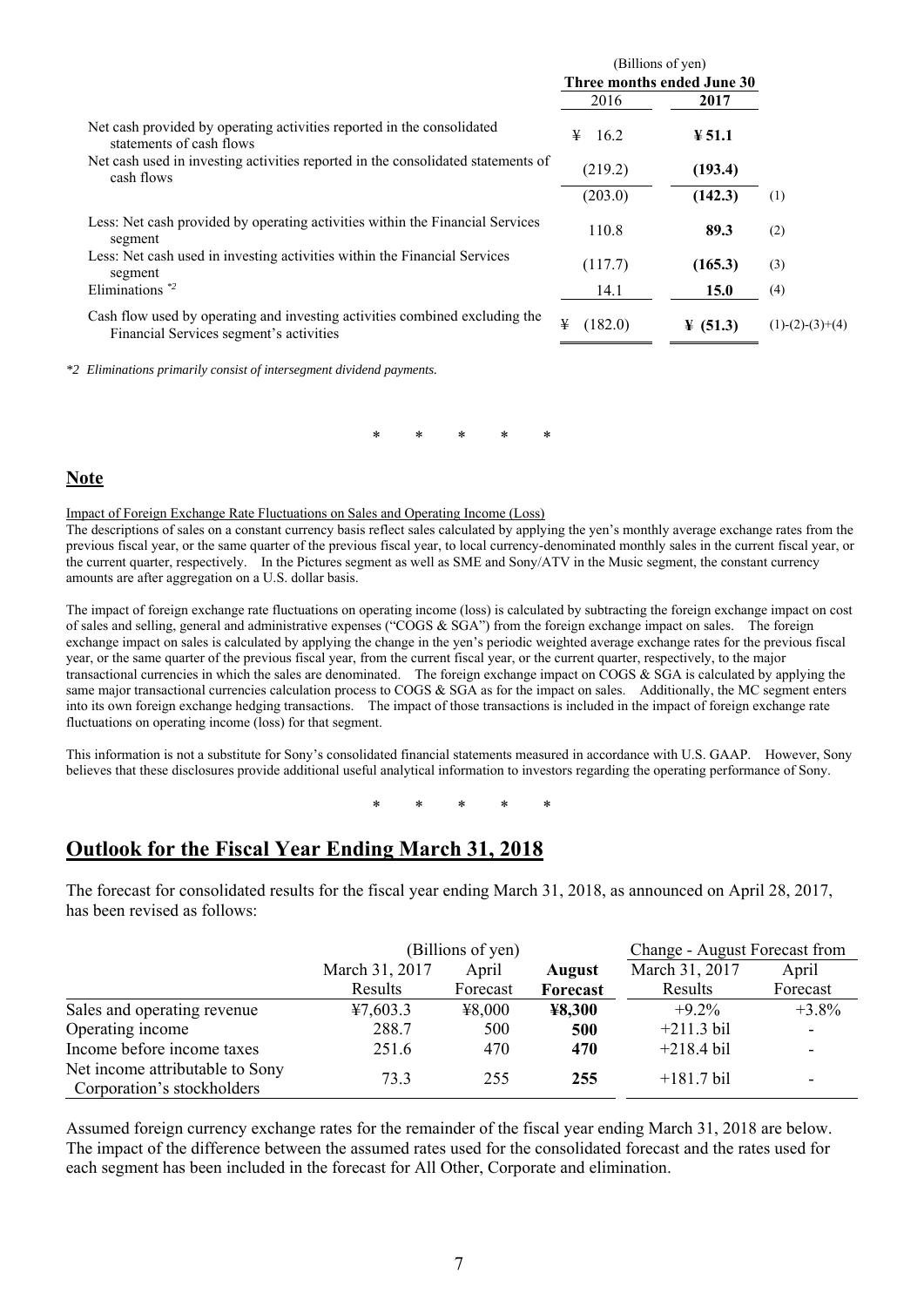| | (Billions of yen) | | |
|---|---|---|---|
| | **Three months ended June 30** | | |
| | 2016 | **2017** | |
| Net cash provided by operating activities reported in the consolidated statements of cash flows | ¥ 16.2 | **¥ 51.1** | |
| Net cash used in investing activities reported in the consolidated statements of cash flows | (219.2) | **(193.4)** | |
| | (203.0) | **(142.3)** | (1) |
| Less: Net cash provided by operating activities within the Financial Services segment | 110.8 | **89.3** | (2) |
| Less: Net cash used in investing activities within the Financial Services segment | (117.7) | **(165.3)** | (3) |
| Eliminations *2 | 14.1 | **15.0** | (4) |
| Cash flow used by operating and investing activities combined excluding the Financial Services segment's activities | ¥ (182.0) | **¥ (51.3)** | (1)-(2)-(3)+(4) |

*\*2 Eliminations primarily consist of intersegment dividend payments.*

\* \* \* \* \*

## Note

Impact of Foreign Exchange Rate Fluctuations on Sales and Operating Income (Loss)

The descriptions of sales on a constant currency basis reflect sales calculated by applying the yen's monthly average exchange rates from the previous fiscal year, or the same quarter of the previous fiscal year, to local currency-denominated monthly sales in the current fiscal year, or the current quarter, respectively. In the Pictures segment as well as SME and Sony/ATV in the Music segment, the constant currency amounts are after aggregation on a U.S. dollar basis.

The impact of foreign exchange rate fluctuations on operating income (loss) is calculated by subtracting the foreign exchange impact on cost of sales and selling, general and administrative expenses ("COGS & SGA") from the foreign exchange impact on sales. The foreign exchange impact on sales is calculated by applying the change in the yen's periodic weighted average exchange rates for the previous fiscal year, or the same quarter of the previous fiscal year, from the current fiscal year, or the current quarter, respectively, to the major transactional currencies in which the sales are denominated. The foreign exchange impact on COGS & SGA is calculated by applying the same major transactional currencies calculation process to COGS & SGA as for the impact on sales. Additionally, the MC segment enters into its own foreign exchange hedging transactions. The impact of those transactions is included in the impact of foreign exchange rate fluctuations on operating income (loss) for that segment.

This information is not a substitute for Sony's consolidated financial statements measured in accordance with U.S. GAAP. However, Sony believes that these disclosures provide additional useful analytical information to investors regarding the operating performance of Sony.

\* \* \* \* \*

## Outlook for the Fiscal Year Ending March 31, 2018

The forecast for consolidated results for the fiscal year ending March 31, 2018, as announced on April 28, 2017, has been revised as follows:

| | (Billions of yen) | | | Change - August Forecast from | |
|---|---|---|---|---|---|
| | March 31, 2017 Results | April Forecast | **August Forecast** | March 31, 2017 Results | April Forecast |
| Sales and operating revenue | ¥7,603.3 | ¥8,000 | **¥8,300** | +9.2% | +3.8% |
| Operating income | 288.7 | 500 | **500** | +211.3 bil | - |
| Income before income taxes | 251.6 | 470 | **470** | +218.4 bil | - |
| Net income attributable to Sony Corporation's stockholders | 73.3 | 255 | **255** | +181.7 bil | - |

Assumed foreign currency exchange rates for the remainder of the fiscal year ending March 31, 2018 are below. The impact of the difference between the assumed rates used for the consolidated forecast and the rates used for each segment has been included in the forecast for All Other, Corporate and elimination.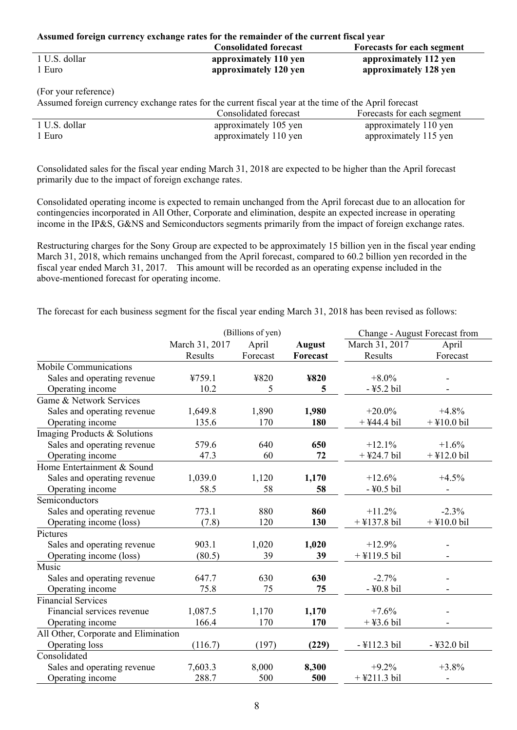**Assumed foreign currency exchange rates for the remainder of the current fiscal year**

| | **Consolidated forecast** | **Forecasts for each segment** |
|---|---|---|
| 1 U.S. dollar | **approximately 110 yen** | **approximately 112 yen** |
| 1 Euro | **approximately 120 yen** | **approximately 128 yen** |

(For your reference)

Assumed foreign currency exchange rates for the current fiscal year at the time of the April forecast

| | Consolidated forecast | Forecasts for each segment |
|---|---|---|
| 1 U.S. dollar | approximately 105 yen | approximately 110 yen |
| 1 Euro | approximately 110 yen | approximately 115 yen |

Consolidated sales for the fiscal year ending March 31, 2018 are expected to be higher than the April forecast primarily due to the impact of foreign exchange rates.

Consolidated operating income is expected to remain unchanged from the April forecast due to an allocation for contingencies incorporated in All Other, Corporate and elimination, despite an expected increase in operating income in the IP&S, G&NS and Semiconductors segments primarily from the impact of foreign exchange rates.

Restructuring charges for the Sony Group are expected to be approximately 15 billion yen in the fiscal year ending March 31, 2018, which remains unchanged from the April forecast, compared to 60.2 billion yen recorded in the fiscal year ended March 31, 2017. This amount will be recorded as an operating expense included in the above-mentioned forecast for operating income.

The forecast for each business segment for the fiscal year ending March 31, 2018 has been revised as follows:

| | (Billions of yen) | | | Change - August Forecast from | |
|---|---|---|---|---|---|
| | March 31, 2017 Results | April Forecast | **August Forecast** | March 31, 2017 Results | April Forecast |
| Mobile Communications | | | | | |
| Sales and operating revenue | ¥759.1 | ¥820 | **¥820** | +8.0% | - |
| Operating income | 10.2 | 5 | **5** | - ¥5.2 bil | - |
| Game & Network Services | | | | | |
| Sales and operating revenue | 1,649.8 | 1,890 | **1,980** | +20.0% | +4.8% |
| Operating income | 135.6 | 170 | **180** | + ¥44.4 bil | + ¥10.0 bil |
| Imaging Products & Solutions | | | | | |
| Sales and operating revenue | 579.6 | 640 | **650** | +12.1% | +1.6% |
| Operating income | 47.3 | 60 | **72** | + ¥24.7 bil | + ¥12.0 bil |
| Home Entertainment & Sound | | | | | |
| Sales and operating revenue | 1,039.0 | 1,120 | **1,170** | +12.6% | +4.5% |
| Operating income | 58.5 | 58 | **58** | - ¥0.5 bil | - |
| Semiconductors | | | | | |
| Sales and operating revenue | 773.1 | 880 | **860** | +11.2% | -2.3% |
| Operating income (loss) | (7.8) | 120 | **130** | + ¥137.8 bil | + ¥10.0 bil |
| Pictures | | | | | |
| Sales and operating revenue | 903.1 | 1,020 | **1,020** | +12.9% | - |
| Operating income (loss) | (80.5) | 39 | **39** | + ¥119.5 bil | - |
| Music | | | | | |
| Sales and operating revenue | 647.7 | 630 | **630** | -2.7% | - |
| Operating income | 75.8 | 75 | **75** | - ¥0.8 bil | - |
| Financial Services | | | | | |
| Financial services revenue | 1,087.5 | 1,170 | **1,170** | +7.6% | - |
| Operating income | 166.4 | 170 | **170** | + ¥3.6 bil | - |
| All Other, Corporate and Elimination | | | | | |
| Operating loss | (116.7) | (197) | **(229)** | - ¥112.3 bil | - ¥32.0 bil |
| Consolidated | | | | | |
| Sales and operating revenue | 7,603.3 | 8,000 | **8,300** | +9.2% | +3.8% |
| Operating income | 288.7 | 500 | **500** | + ¥211.3 bil | - |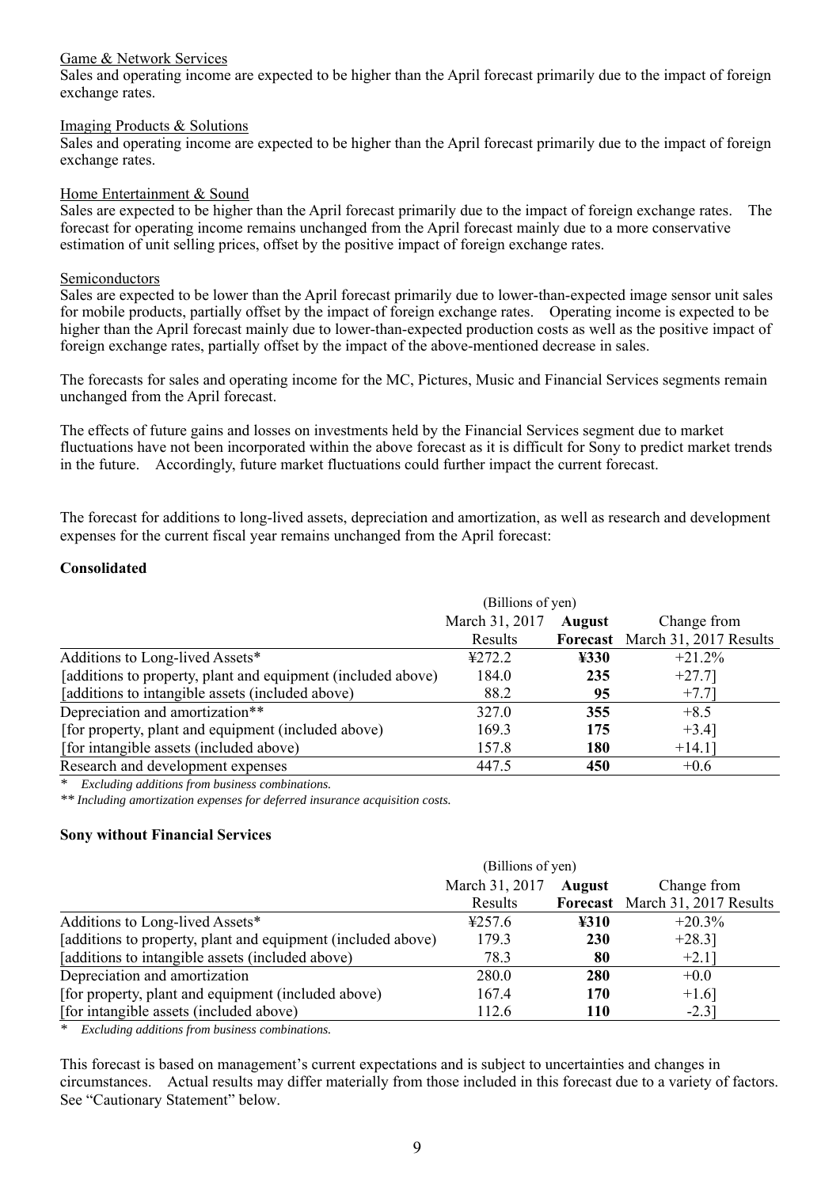Game & Network Services

Sales and operating income are expected to be higher than the April forecast primarily due to the impact of foreign exchange rates.

Imaging Products & Solutions

Sales and operating income are expected to be higher than the April forecast primarily due to the impact of foreign exchange rates.

Home Entertainment & Sound

Sales are expected to be higher than the April forecast primarily due to the impact of foreign exchange rates. The forecast for operating income remains unchanged from the April forecast mainly due to a more conservative estimation of unit selling prices, offset by the positive impact of foreign exchange rates.

Semiconductors

Sales are expected to be lower than the April forecast primarily due to lower-than-expected image sensor unit sales for mobile products, partially offset by the impact of foreign exchange rates. Operating income is expected to be higher than the April forecast mainly due to lower-than-expected production costs as well as the positive impact of foreign exchange rates, partially offset by the impact of the above-mentioned decrease in sales.

The forecasts for sales and operating income for the MC, Pictures, Music and Financial Services segments remain unchanged from the April forecast.

The effects of future gains and losses on investments held by the Financial Services segment due to market fluctuations have not been incorporated within the above forecast as it is difficult for Sony to predict market trends in the future. Accordingly, future market fluctuations could further impact the current forecast.

The forecast for additions to long-lived assets, depreciation and amortization, as well as research and development expenses for the current fiscal year remains unchanged from the April forecast:

**Consolidated**

| | (Billions of yen) | | |
|---|---|---|---|
| | March 31, 2017 Results | **August Forecast** | Change from March 31, 2017 Results |
| Additions to Long-lived Assets* | ¥272.2 | **¥330** | +21.2% |
| [additions to property, plant and equipment (included above) | 184.0 | **235** | +27.7] |
| [additions to intangible assets (included above) | 88.2 | **95** | +7.7] |
| Depreciation and amortization** | 327.0 | **355** | +8.5 |
| [for property, plant and equipment (included above) | 169.3 | **175** | +3.4] |
| [for intangible assets (included above) | 157.8 | **180** | +14.1] |
| Research and development expenses | 447.5 | **450** | +0.6 |

\* *Excluding additions from business combinations.*

** *Including amortization expenses for deferred insurance acquisition costs.*

**Sony without Financial Services**

| | (Billions of yen) | | |
|---|---|---|---|
| | March 31, 2017 Results | **August Forecast** | Change from March 31, 2017 Results |
| Additions to Long-lived Assets* | ¥257.6 | **¥310** | +20.3% |
| [additions to property, plant and equipment (included above) | 179.3 | **230** | +28.3] |
| [additions to intangible assets (included above) | 78.3 | **80** | +2.1] |
| Depreciation and amortization | 280.0 | **280** | +0.0 |
| [for property, plant and equipment (included above) | 167.4 | **170** | +1.6] |
| [for intangible assets (included above) | 112.6 | **110** | -2.3] |

\* *Excluding additions from business combinations.*

This forecast is based on management's current expectations and is subject to uncertainties and changes in circumstances. Actual results may differ materially from those included in this forecast due to a variety of factors. See "Cautionary Statement" below.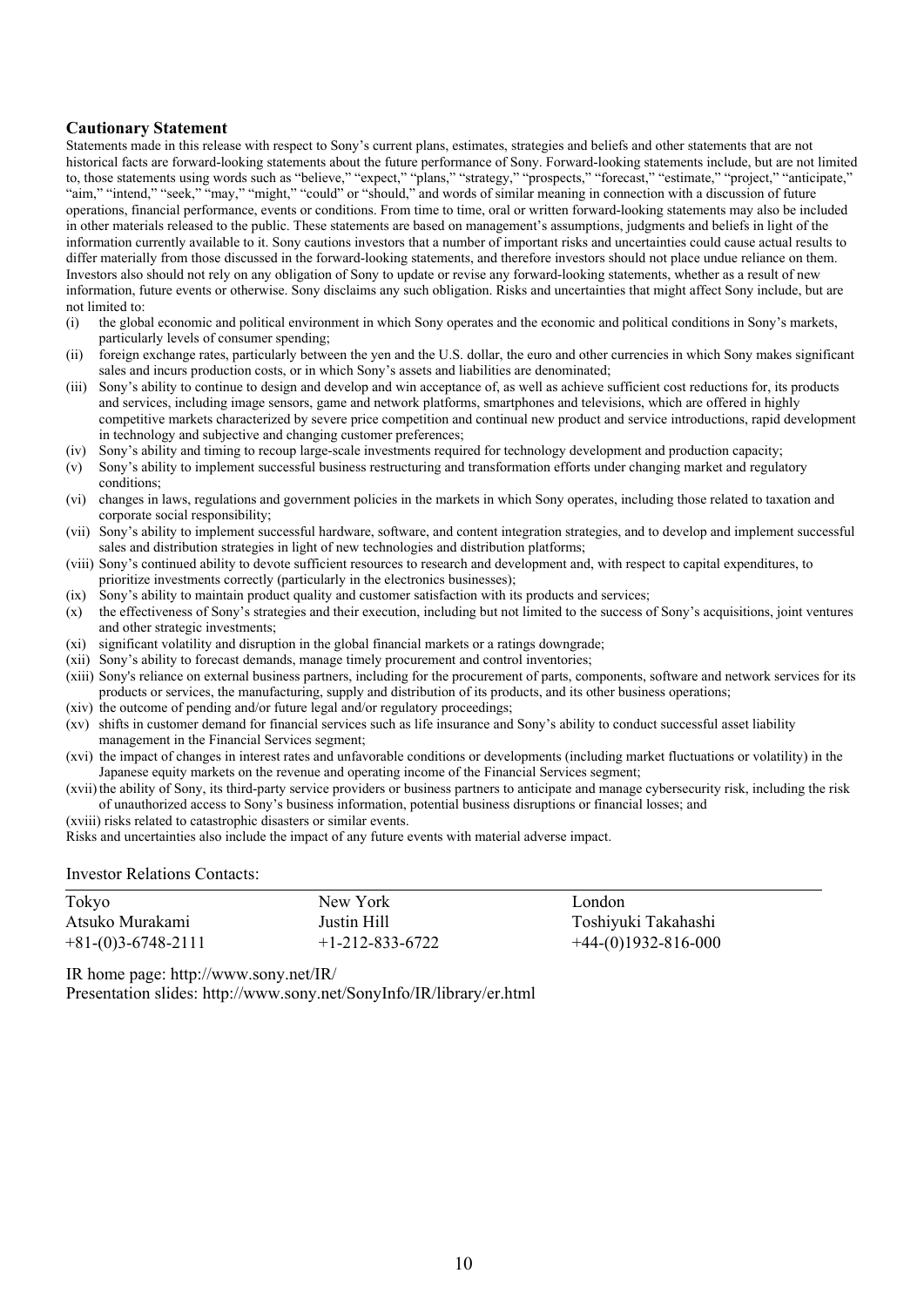### Cautionary Statement

Statements made in this release with respect to Sony's current plans, estimates, strategies and beliefs and other statements that are not historical facts are forward-looking statements about the future performance of Sony. Forward-looking statements include, but are not limited to, those statements using words such as "believe," "expect," "plans," "strategy," "prospects," "forecast," "estimate," "project," "anticipate," "aim," "intend," "seek," "may," "might," "could" or "should," and words of similar meaning in connection with a discussion of future operations, financial performance, events or conditions. From time to time, oral or written forward-looking statements may also be included in other materials released to the public. These statements are based on management's assumptions, judgments and beliefs in light of the information currently available to it. Sony cautions investors that a number of important risks and uncertainties could cause actual results to differ materially from those discussed in the forward-looking statements, and therefore investors should not place undue reliance on them. Investors also should not rely on any obligation of Sony to update or revise any forward-looking statements, whether as a result of new information, future events or otherwise. Sony disclaims any such obligation. Risks and uncertainties that might affect Sony include, but are not limited to:

- (i) the global economic and political environment in which Sony operates and the economic and political conditions in Sony's markets, particularly levels of consumer spending;
- (ii) foreign exchange rates, particularly between the yen and the U.S. dollar, the euro and other currencies in which Sony makes significant sales and incurs production costs, or in which Sony's assets and liabilities are denominated;
- (iii) Sony's ability to continue to design and develop and win acceptance of, as well as achieve sufficient cost reductions for, its products and services, including image sensors, game and network platforms, smartphones and televisions, which are offered in highly competitive markets characterized by severe price competition and continual new product and service introductions, rapid development in technology and subjective and changing customer preferences;
- (iv) Sony's ability and timing to recoup large-scale investments required for technology development and production capacity;
- (v) Sony's ability to implement successful business restructuring and transformation efforts under changing market and regulatory conditions;
- (vi) changes in laws, regulations and government policies in the markets in which Sony operates, including those related to taxation and corporate social responsibility;
- (vii) Sony's ability to implement successful hardware, software, and content integration strategies, and to develop and implement successful sales and distribution strategies in light of new technologies and distribution platforms;
- (viii) Sony's continued ability to devote sufficient resources to research and development and, with respect to capital expenditures, to prioritize investments correctly (particularly in the electronics businesses);
- (ix) Sony's ability to maintain product quality and customer satisfaction with its products and services;
- (x) the effectiveness of Sony's strategies and their execution, including but not limited to the success of Sony's acquisitions, joint ventures and other strategic investments;
- (xi) significant volatility and disruption in the global financial markets or a ratings downgrade;
- (xii) Sony's ability to forecast demands, manage timely procurement and control inventories;
- (xiii) Sony's reliance on external business partners, including for the procurement of parts, components, software and network services for its products or services, the manufacturing, supply and distribution of its products, and its other business operations;
- (xiv) the outcome of pending and/or future legal and/or regulatory proceedings;
- (xv) shifts in customer demand for financial services such as life insurance and Sony's ability to conduct successful asset liability management in the Financial Services segment;
- (xvi) the impact of changes in interest rates and unfavorable conditions or developments (including market fluctuations or volatility) in the Japanese equity markets on the revenue and operating income of the Financial Services segment;
- (xvii) the ability of Sony, its third-party service providers or business partners to anticipate and manage cybersecurity risk, including the risk of unauthorized access to Sony's business information, potential business disruptions or financial losses; and
- (xviii) risks related to catastrophic disasters or similar events.

Risks and uncertainties also include the impact of any future events with material adverse impact.

Investor Relations Contacts:

| Tokyo | New York | London |
|---|---|---|
| Atsuko Murakami | Justin Hill | Toshiyuki Takahashi |
| +81-(0)3-6748-2111 | +1-212-833-6722 | +44-(0)1932-816-000 |

IR home page: http://www.sony.net/IR/

Presentation slides: http://www.sony.net/SonyInfo/IR/library/er.html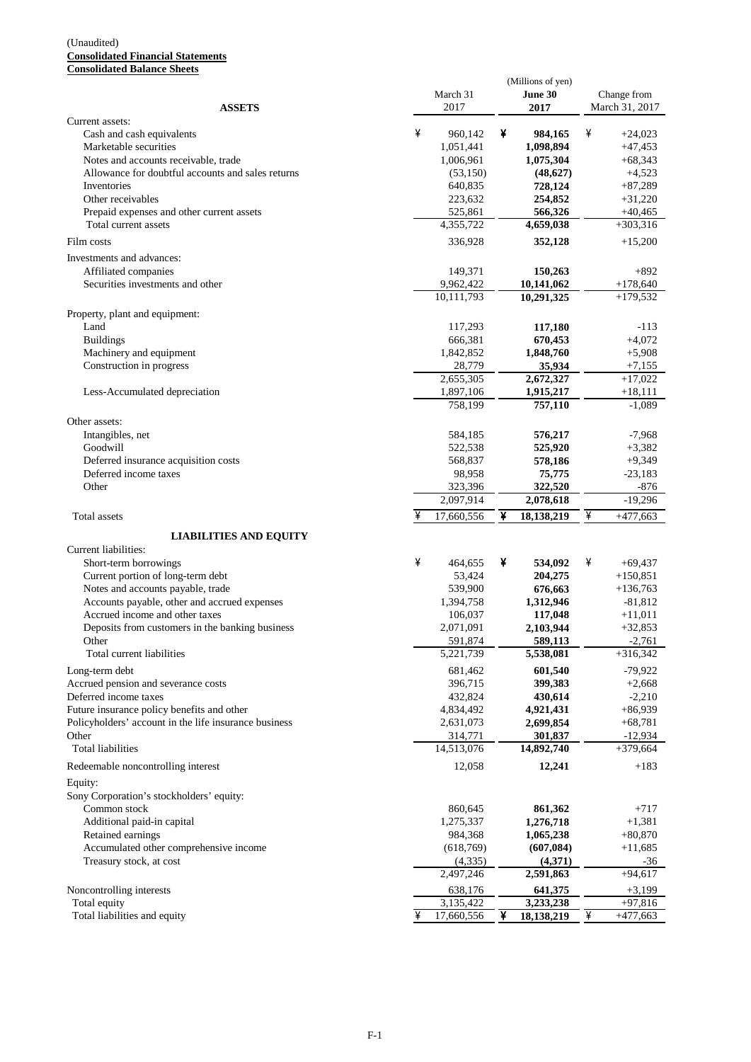(Unaudited)

**Consolidated Financial Statements**

**Consolidated Balance Sheets**

| | | (Millions of yen) | |
|---|---|---|---|
| **ASSETS** | March 31 2017 | **June 30 2017** | Change from March 31, 2017 |
| Current assets: | | | |
| Cash and cash equivalents | ¥ 960,142 | ¥ **984,165** | ¥ +24,023 |
| Marketable securities | 1,051,441 | **1,098,894** | +47,453 |
| Notes and accounts receivable, trade | 1,006,961 | **1,075,304** | +68,343 |
| Allowance for doubtful accounts and sales returns | (53,150) | **(48,627)** | +4,523 |
| Inventories | 640,835 | **728,124** | +87,289 |
| Other receivables | 223,632 | **254,852** | +31,220 |
| Prepaid expenses and other current assets | 525,861 | **566,326** | +40,465 |
| Total current assets | 4,355,722 | **4,659,038** | +303,316 |
| Film costs | 336,928 | **352,128** | +15,200 |
| Investments and advances: | | | |
| Affiliated companies | 149,371 | **150,263** | +892 |
| Securities investments and other | 9,962,422 | **10,141,062** | +178,640 |
| | 10,111,793 | **10,291,325** | +179,532 |
| Property, plant and equipment: | | | |
| Land | 117,293 | **117,180** | -113 |
| Buildings | 666,381 | **670,453** | +4,072 |
| Machinery and equipment | 1,842,852 | **1,848,760** | +5,908 |
| Construction in progress | 28,779 | **35,934** | +7,155 |
| | 2,655,305 | **2,672,327** | +17,022 |
| Less-Accumulated depreciation | 1,897,106 | **1,915,217** | +18,111 |
| | 758,199 | **757,110** | -1,089 |
| Other assets: | | | |
| Intangibles, net | 584,185 | **576,217** | -7,968 |
| Goodwill | 522,538 | **525,920** | +3,382 |
| Deferred insurance acquisition costs | 568,837 | **578,186** | +9,349 |
| Deferred income taxes | 98,958 | **75,775** | -23,183 |
| Other | 323,396 | **322,520** | -876 |
| | 2,097,914 | **2,078,618** | -19,296 |
| Total assets | ¥ 17,660,556 | ¥ **18,138,219** | ¥ +477,663 |
| **LIABILITIES AND EQUITY** | | | |
| Current liabilities: | | | |
| Short-term borrowings | ¥ 464,655 | ¥ **534,092** | ¥ +69,437 |
| Current portion of long-term debt | 53,424 | **204,275** | +150,851 |
| Notes and accounts payable, trade | 539,900 | **676,663** | +136,763 |
| Accounts payable, other and accrued expenses | 1,394,758 | **1,312,946** | -81,812 |
| Accrued income and other taxes | 106,037 | **117,048** | +11,011 |
| Deposits from customers in the banking business | 2,071,091 | **2,103,944** | +32,853 |
| Other | 591,874 | **589,113** | -2,761 |
| Total current liabilities | 5,221,739 | **5,538,081** | +316,342 |
| Long-term debt | 681,462 | **601,540** | -79,922 |
| Accrued pension and severance costs | 396,715 | **399,383** | +2,668 |
| Deferred income taxes | 432,824 | **430,614** | -2,210 |
| Future insurance policy benefits and other | 4,834,492 | **4,921,431** | +86,939 |
| Policyholders' account in the life insurance business | 2,631,073 | **2,699,854** | +68,781 |
| Other | 314,771 | **301,837** | -12,934 |
| Total liabilities | 14,513,076 | **14,892,740** | +379,664 |
| Redeemable noncontrolling interest | 12,058 | **12,241** | +183 |
| Equity: | | | |
| Sony Corporation's stockholders' equity: | | | |
| Common stock | 860,645 | **861,362** | +717 |
| Additional paid-in capital | 1,275,337 | **1,276,718** | +1,381 |
| Retained earnings | 984,368 | **1,065,238** | +80,870 |
| Accumulated other comprehensive income | (618,769) | **(607,084)** | +11,685 |
| Treasury stock, at cost | (4,335) | **(4,371)** | -36 |
| | 2,497,246 | **2,591,863** | +94,617 |
| Noncontrolling interests | 638,176 | **641,375** | +3,199 |
| Total equity | 3,135,422 | **3,233,238** | +97,816 |
| Total liabilities and equity | ¥ 17,660,556 | ¥ **18,138,219** | ¥ +477,663 |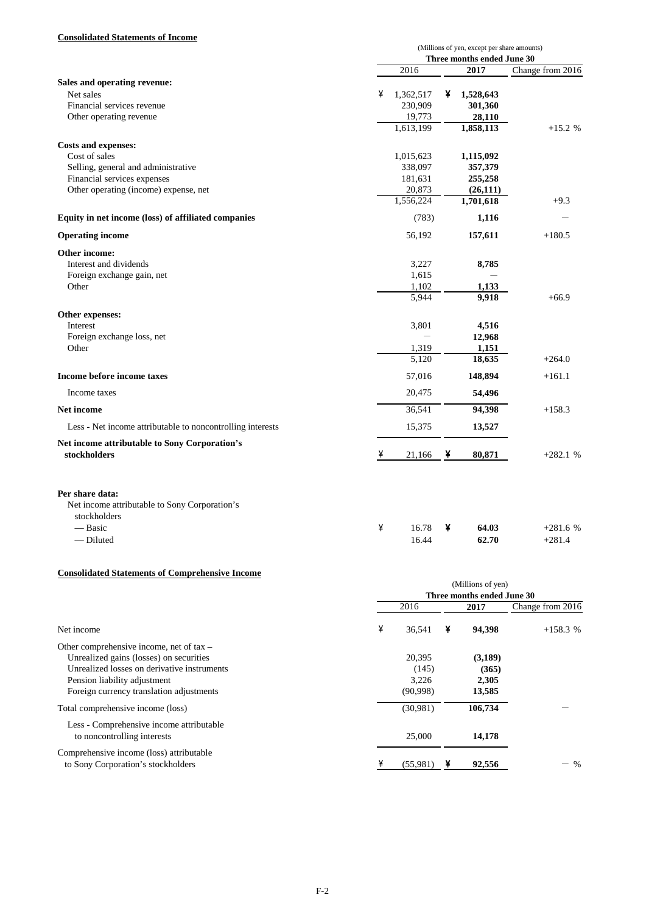**Consolidated Statements of Income**

| | (Millions of yen, except per share amounts) | | |
|---|---|---|---|
| | Three months ended June 30 | | |
| | 2016 | **2017** | Change from 2016 |
| **Sales and operating revenue:** | | | |
| Net sales | ¥ 1,362,517 | ¥ **1,528,643** | |
| Financial services revenue | 230,909 | **301,360** | |
| Other operating revenue | 19,773 | **28,110** | |
| | 1,613,199 | **1,858,113** | +15.2 % |
| **Costs and expenses:** | | | |
| Cost of sales | 1,015,623 | **1,115,092** | |
| Selling, general and administrative | 338,097 | **357,379** | |
| Financial services expenses | 181,631 | **255,258** | |
| Other operating (income) expense, net | 20,873 | **(26,111)** | |
| | 1,556,224 | **1,701,618** | +9.3 |
| **Equity in net income (loss) of affiliated companies** | (783) | **1,116** | — |
| **Operating income** | 56,192 | **157,611** | +180.5 |
| **Other income:** | | | |
| Interest and dividends | 3,227 | **8,785** | |
| Foreign exchange gain, net | 1,615 | **—** | |
| Other | 1,102 | **1,133** | |
| | 5,944 | **9,918** | +66.9 |
| **Other expenses:** | | | |
| Interest | 3,801 | **4,516** | |
| Foreign exchange loss, net | — | **12,968** | |
| Other | 1,319 | **1,151** | |
| | 5,120 | **18,635** | +264.0 |
| **Income before income taxes** | 57,016 | **148,894** | +161.1 |
| Income taxes | 20,475 | **54,496** | |
| **Net income** | 36,541 | **94,398** | +158.3 |
| Less - Net income attributable to noncontrolling interests | 15,375 | **13,527** | |
| **Net income attributable to Sony Corporation's stockholders** | ¥ 21,166 | ¥ **80,871** | +282.1 % |
| | | | |
| **Per share data:** | | | |
| Net income attributable to Sony Corporation's stockholders | | | |
| — Basic | ¥ 16.78 | ¥ **64.03** | +281.6 % |
| — Diluted | 16.44 | **62.70** | +281.4 |

**Consolidated Statements of Comprehensive Income**

| | (Millions of yen) | | |
|---|---|---|---|
| | Three months ended June 30 | | |
| | 2016 | **2017** | Change from 2016 |
| Net income | ¥ 36,541 | ¥ **94,398** | +158.3 % |
| Other comprehensive income, net of tax – | | | |
| Unrealized gains (losses) on securities | 20,395 | **(3,189)** | |
| Unrealized losses on derivative instruments | (145) | **(365)** | |
| Pension liability adjustment | 3,226 | **2,305** | |
| Foreign currency translation adjustments | (90,998) | **13,585** | |
| Total comprehensive income (loss) | (30,981) | **106,734** | — |
| Less - Comprehensive income attributable to noncontrolling interests | 25,000 | **14,178** | |
| Comprehensive income (loss) attributable to Sony Corporation's stockholders | ¥ (55,981) | ¥ **92,556** | — % |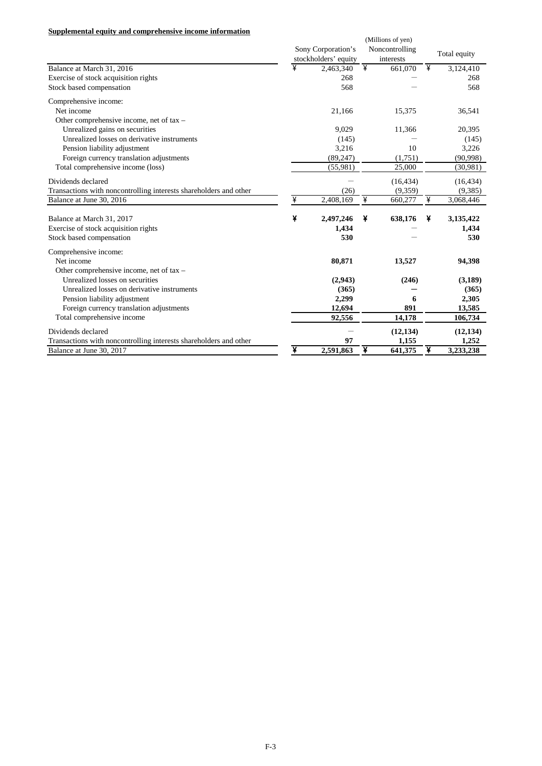**Supplemental equity and comprehensive income information**

| | (Millions of yen) | | |
|---|---|---|---|
| | Sony Corporation's stockholders' equity | Noncontrolling interests | Total equity |
| Balance at March 31, 2016 | ¥ 2,463,340 | ¥ 661,070 | ¥ 3,124,410 |
| Exercise of stock acquisition rights | 268 | — | 268 |
| Stock based compensation | 568 | — | 568 |
| Comprehensive income: | | | |
| Net income | 21,166 | 15,375 | 36,541 |
| Other comprehensive income, net of tax – | | | |
| Unrealized gains on securities | 9,029 | 11,366 | 20,395 |
| Unrealized losses on derivative instruments | (145) | — | (145) |
| Pension liability adjustment | 3,216 | 10 | 3,226 |
| Foreign currency translation adjustments | (89,247) | (1,751) | (90,998) |
| Total comprehensive income (loss) | (55,981) | 25,000 | (30,981) |
| Dividends declared | — | (16,434) | (16,434) |
| Transactions with noncontrolling interests shareholders and other | (26) | (9,359) | (9,385) |
| Balance at June 30, 2016 | ¥ 2,408,169 | ¥ 660,277 | ¥ 3,068,446 |
| | | | |
| **Balance at March 31, 2017** | **¥ 2,497,246** | **¥ 638,176** | **¥ 3,135,422** |
| **Exercise of stock acquisition rights** | **1,434** | **—** | **1,434** |
| **Stock based compensation** | **530** | **—** | **530** |
| **Comprehensive income:** | | | |
| **Net income** | **80,871** | **13,527** | **94,398** |
| **Other comprehensive income, net of tax –** | | | |
| **Unrealized losses on securities** | **(2,943)** | **(246)** | **(3,189)** |
| **Unrealized losses on derivative instruments** | **(365)** | **—** | **(365)** |
| **Pension liability adjustment** | **2,299** | **6** | **2,305** |
| **Foreign currency translation adjustments** | **12,694** | **891** | **13,585** |
| **Total comprehensive income** | **92,556** | **14,178** | **106,734** |
| **Dividends declared** | **—** | **(12,134)** | **(12,134)** |
| **Transactions with noncontrolling interests shareholders and other** | **97** | **1,155** | **1,252** |
| **Balance at June 30, 2017** | **¥ 2,591,863** | **¥ 641,375** | **¥ 3,233,238** |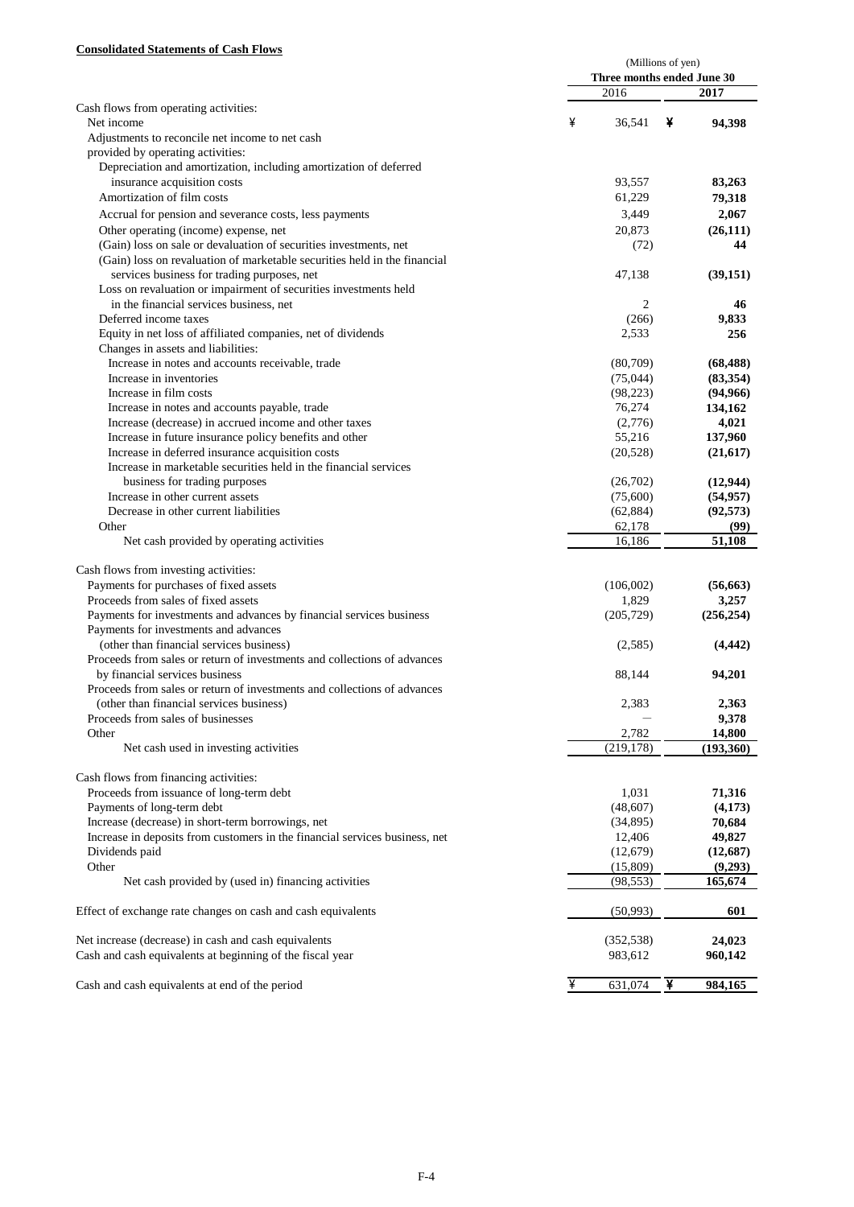**Consolidated Statements of Cash Flows**

| | (Millions of yen) | |
|---|---|---|
| | Three months ended June 30 | |
| | 2016 | 2017 |
| Cash flows from operating activities: | | |
| Net income | ¥ 36,541 | ¥ **94,398** |
| Adjustments to reconcile net income to net cash provided by operating activities: | | |
| Depreciation and amortization, including amortization of deferred insurance acquisition costs | 93,557 | **83,263** |
| Amortization of film costs | 61,229 | **79,318** |
| Accrual for pension and severance costs, less payments | 3,449 | **2,067** |
| Other operating (income) expense, net | 20,873 | **(26,111)** |
| (Gain) loss on sale or devaluation of securities investments, net | (72) | **44** |
| (Gain) loss on revaluation of marketable securities held in the financial services business for trading purposes, net | 47,138 | **(39,151)** |
| Loss on revaluation or impairment of securities investments held in the financial services business, net | 2 | **46** |
| Deferred income taxes | (266) | **9,833** |
| Equity in net loss of affiliated companies, net of dividends | 2,533 | **256** |
| Changes in assets and liabilities: | | |
| Increase in notes and accounts receivable, trade | (80,709) | **(68,488)** |
| Increase in inventories | (75,044) | **(83,354)** |
| Increase in film costs | (98,223) | **(94,966)** |
| Increase in notes and accounts payable, trade | 76,274 | **134,162** |
| Increase (decrease) in accrued income and other taxes | (2,776) | **4,021** |
| Increase in future insurance policy benefits and other | 55,216 | **137,960** |
| Increase in deferred insurance acquisition costs | (20,528) | **(21,617)** |
| Increase in marketable securities held in the financial services business for trading purposes | (26,702) | **(12,944)** |
| Increase in other current assets | (75,600) | **(54,957)** |
| Decrease in other current liabilities | (62,884) | **(92,573)** |
| Other | 62,178 | **(99)** |
| Net cash provided by operating activities | 16,186 | **51,108** |
| | | |
| Cash flows from investing activities: | | |
| Payments for purchases of fixed assets | (106,002) | **(56,663)** |
| Proceeds from sales of fixed assets | 1,829 | **3,257** |
| Payments for investments and advances by financial services business | (205,729) | **(256,254)** |
| Payments for investments and advances (other than financial services business) | (2,585) | **(4,442)** |
| Proceeds from sales or return of investments and collections of advances by financial services business | 88,144 | **94,201** |
| Proceeds from sales or return of investments and collections of advances (other than financial services business) | 2,383 | **2,363** |
| Proceeds from sales of businesses | — | **9,378** |
| Other | 2,782 | **14,800** |
| Net cash used in investing activities | (219,178) | **(193,360)** |
| | | |
| Cash flows from financing activities: | | |
| Proceeds from issuance of long-term debt | 1,031 | **71,316** |
| Payments of long-term debt | (48,607) | **(4,173)** |
| Increase (decrease) in short-term borrowings, net | (34,895) | **70,684** |
| Increase in deposits from customers in the financial services business, net | 12,406 | **49,827** |
| Dividends paid | (12,679) | **(12,687)** |
| Other | (15,809) | **(9,293)** |
| Net cash provided by (used in) financing activities | (98,553) | **165,674** |
| | | |
| Effect of exchange rate changes on cash and cash equivalents | (50,993) | **601** |
| | | |
| Net increase (decrease) in cash and cash equivalents | (352,538) | **24,023** |
| Cash and cash equivalents at beginning of the fiscal year | 983,612 | **960,142** |
| | | |
| Cash and cash equivalents at end of the period | ¥ 631,074 | ¥ **984,165** |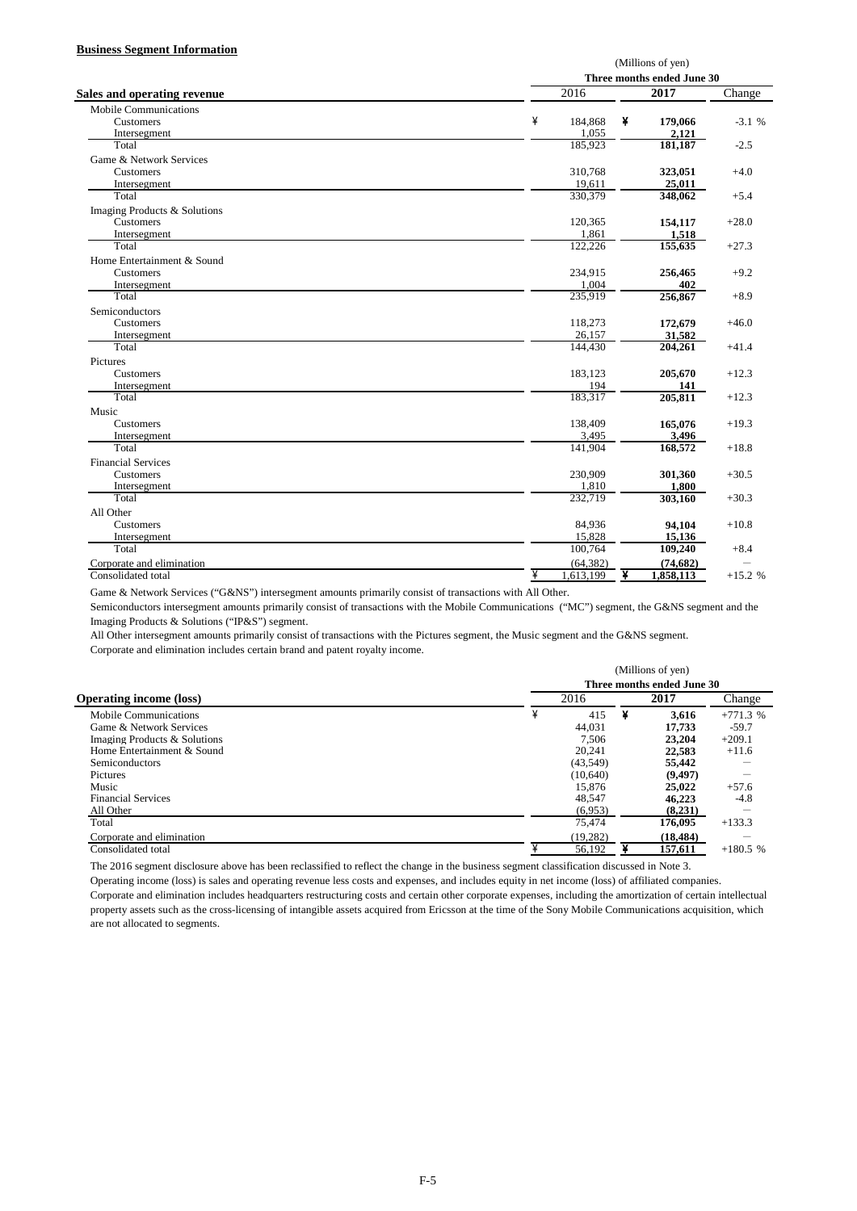**Business Segment Information**

| Sales and operating revenue | (Millions of yen) Three months ended June 30 | | |
|---|---|---|---|
| | 2016 | 2017 | Change |
| Mobile Communications | | | |
| Customers | ¥ 184,868 | ¥ **179,066** | -3.1 % |
| Intersegment | 1,055 | **2,121** | |
| Total | 185,923 | **181,187** | -2.5 |
| Game & Network Services | | | |
| Customers | 310,768 | **323,051** | +4.0 |
| Intersegment | 19,611 | **25,011** | |
| Total | 330,379 | **348,062** | +5.4 |
| Imaging Products & Solutions | | | |
| Customers | 120,365 | **154,117** | +28.0 |
| Intersegment | 1,861 | **1,518** | |
| Total | 122,226 | **155,635** | +27.3 |
| Home Entertainment & Sound | | | |
| Customers | 234,915 | **256,465** | +9.2 |
| Intersegment | 1,004 | **402** | |
| Total | 235,919 | **256,867** | +8.9 |
| Semiconductors | | | |
| Customers | 118,273 | **172,679** | +46.0 |
| Intersegment | 26,157 | **31,582** | |
| Total | 144,430 | **204,261** | +41.4 |
| Pictures | | | |
| Customers | 183,123 | **205,670** | +12.3 |
| Intersegment | 194 | **141** | |
| Total | 183,317 | **205,811** | +12.3 |
| Music | | | |
| Customers | 138,409 | **165,076** | +19.3 |
| Intersegment | 3,495 | **3,496** | |
| Total | 141,904 | **168,572** | +18.8 |
| Financial Services | | | |
| Customers | 230,909 | **301,360** | +30.5 |
| Intersegment | 1,810 | **1,800** | |
| Total | 232,719 | **303,160** | +30.3 |
| All Other | | | |
| Customers | 84,936 | **94,104** | +10.8 |
| Intersegment | 15,828 | **15,136** | |
| Total | 100,764 | **109,240** | +8.4 |
| Corporate and elimination | (64,382) | **(74,682)** | — |
| Consolidated total | ¥ 1,613,199 | ¥ **1,858,113** | +15.2 % |

Game & Network Services ("G&NS") intersegment amounts primarily consist of transactions with All Other.

Semiconductors intersegment amounts primarily consist of transactions with the Mobile Communications ("MC") segment, the G&NS segment and the Imaging Products & Solutions ("IP&S") segment.

All Other intersegment amounts primarily consist of transactions with the Pictures segment, the Music segment and the G&NS segment.

Corporate and elimination includes certain brand and patent royalty income.

| Operating income (loss) | (Millions of yen) Three months ended June 30 | | |
|---|---|---|---|
| | 2016 | 2017 | Change |
| Mobile Communications | ¥ 415 | ¥ **3,616** | +771.3 % |
| Game & Network Services | 44,031 | **17,733** | -59.7 |
| Imaging Products & Solutions | 7,506 | **23,204** | +209.1 |
| Home Entertainment & Sound | 20,241 | **22,583** | +11.6 |
| Semiconductors | (43,549) | **55,442** | — |
| Pictures | (10,640) | **(9,497)** | — |
| Music | 15,876 | **25,022** | +57.6 |
| Financial Services | 48,547 | **46,223** | -4.8 |
| All Other | (6,953) | **(8,231)** | — |
| Total | 75,474 | **176,095** | +133.3 |
| Corporate and elimination | (19,282) | **(18,484)** | — |
| Consolidated total | ¥ 56,192 | ¥ **157,611** | +180.5 % |

The 2016 segment disclosure above has been reclassified to reflect the change in the business segment classification discussed in Note 3.

Operating income (loss) is sales and operating revenue less costs and expenses, and includes equity in net income (loss) of affiliated companies.

Corporate and elimination includes headquarters restructuring costs and certain other corporate expenses, including the amortization of certain intellectual property assets such as the cross-licensing of intangible assets acquired from Ericsson at the time of the Sony Mobile Communications acquisition, which are not allocated to segments.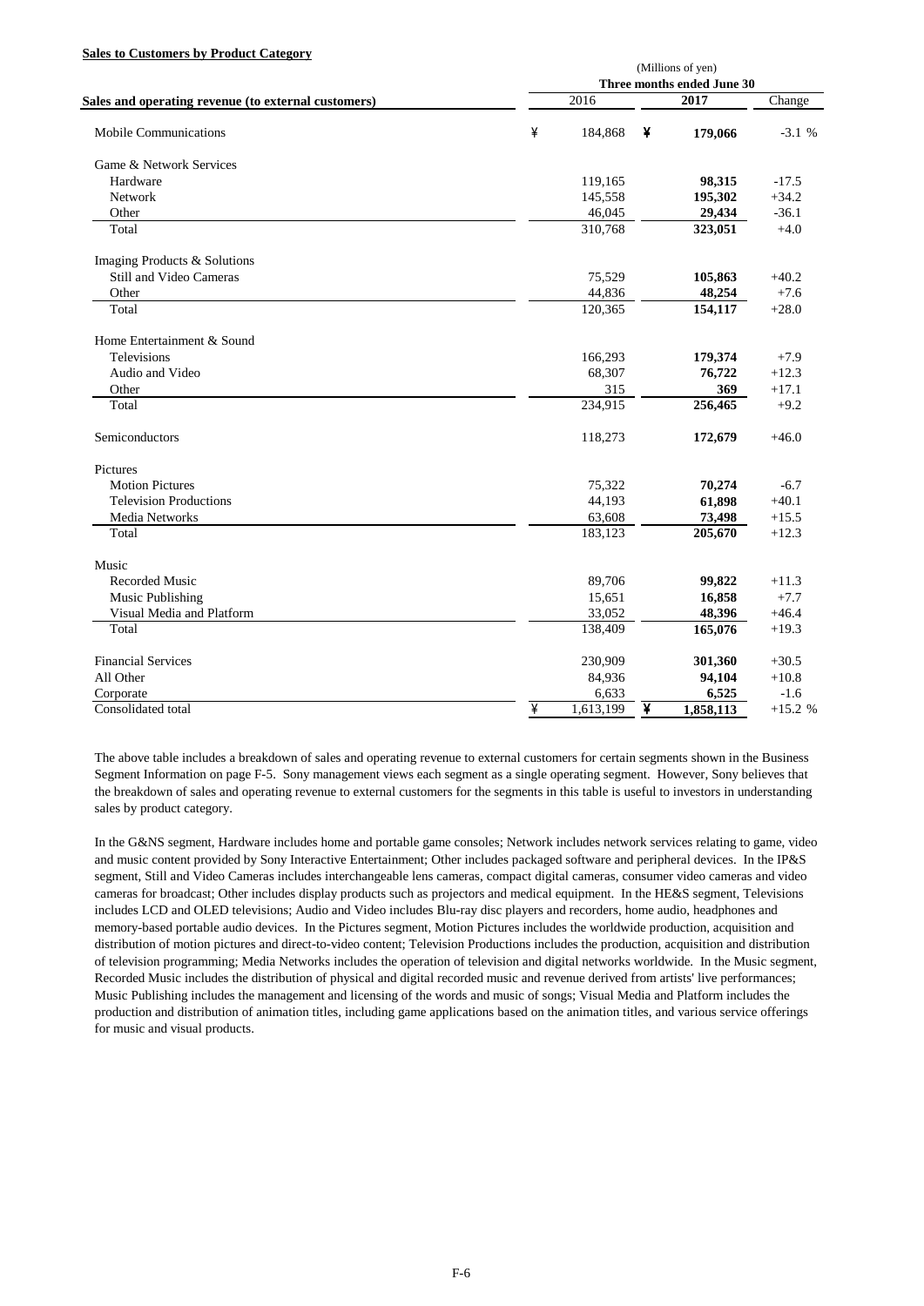**Sales to Customers by Product Category**

| Sales and operating revenue (to external customers) | (Millions of yen) Three months ended June 30 | | |
|---|---|---|---|
| | 2016 | 2017 | Change |
| Mobile Communications | ¥ 184,868 | ¥ **179,066** | -3.1 % |
| Game & Network Services | | | |
| Hardware | 119,165 | **98,315** | -17.5 |
| Network | 145,558 | **195,302** | +34.2 |
| Other | 46,045 | **29,434** | -36.1 |
| Total | 310,768 | **323,051** | +4.0 |
| Imaging Products & Solutions | | | |
| Still and Video Cameras | 75,529 | **105,863** | +40.2 |
| Other | 44,836 | **48,254** | +7.6 |
| Total | 120,365 | **154,117** | +28.0 |
| Home Entertainment & Sound | | | |
| Televisions | 166,293 | **179,374** | +7.9 |
| Audio and Video | 68,307 | **76,722** | +12.3 |
| Other | 315 | **369** | +17.1 |
| Total | 234,915 | **256,465** | +9.2 |
| Semiconductors | 118,273 | **172,679** | +46.0 |
| Pictures | | | |
| Motion Pictures | 75,322 | **70,274** | -6.7 |
| Television Productions | 44,193 | **61,898** | +40.1 |
| Media Networks | 63,608 | **73,498** | +15.5 |
| Total | 183,123 | **205,670** | +12.3 |
| Music | | | |
| Recorded Music | 89,706 | **99,822** | +11.3 |
| Music Publishing | 15,651 | **16,858** | +7.7 |
| Visual Media and Platform | 33,052 | **48,396** | +46.4 |
| Total | 138,409 | **165,076** | +19.3 |
| Financial Services | 230,909 | **301,360** | +30.5 |
| All Other | 84,936 | **94,104** | +10.8 |
| Corporate | 6,633 | **6,525** | -1.6 |
| Consolidated total | ¥ 1,613,199 | ¥ **1,858,113** | +15.2 % |

The above table includes a breakdown of sales and operating revenue to external customers for certain segments shown in the Business Segment Information on page F-5. Sony management views each segment as a single operating segment. However, Sony believes that the breakdown of sales and operating revenue to external customers for the segments in this table is useful to investors in understanding sales by product category.

In the G&NS segment, Hardware includes home and portable game consoles; Network includes network services relating to game, video and music content provided by Sony Interactive Entertainment; Other includes packaged software and peripheral devices. In the IP&S segment, Still and Video Cameras includes interchangeable lens cameras, compact digital cameras, consumer video cameras and video cameras for broadcast; Other includes display products such as projectors and medical equipment. In the HE&S segment, Televisions includes LCD and OLED televisions; Audio and Video includes Blu-ray disc players and recorders, home audio, headphones and memory-based portable audio devices. In the Pictures segment, Motion Pictures includes the worldwide production, acquisition and distribution of motion pictures and direct-to-video content; Television Productions includes the production, acquisition and distribution of television programming; Media Networks includes the operation of television and digital networks worldwide. In the Music segment, Recorded Music includes the distribution of physical and digital recorded music and revenue derived from artists' live performances; Music Publishing includes the management and licensing of the words and music of songs; Visual Media and Platform includes the production and distribution of animation titles, including game applications based on the animation titles, and various service offerings for music and visual products.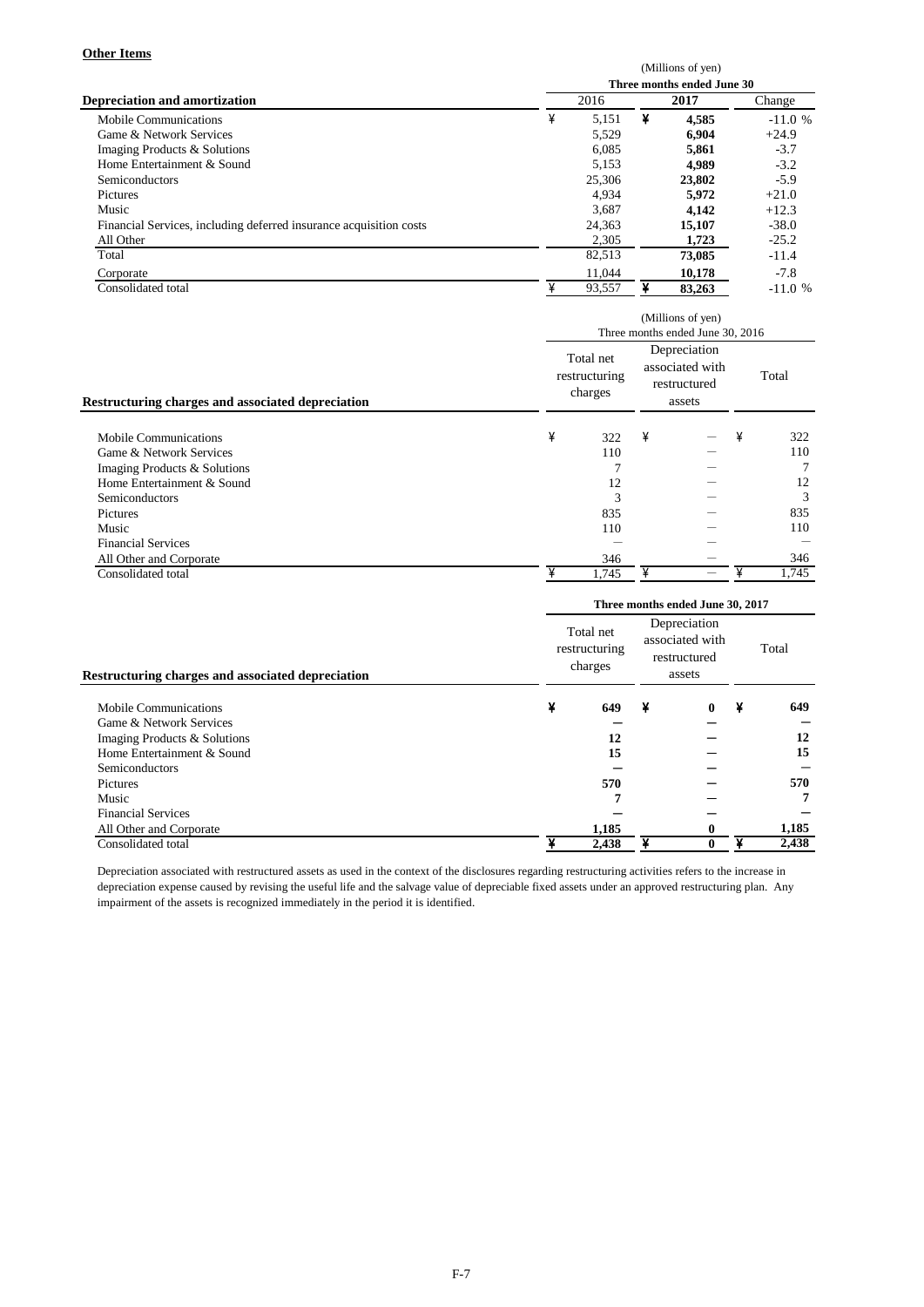**Other Items**

| Depreciation and amortization | (Millions of yen) Three months ended June 30 2016 | 2017 | Change |
|---|---|---|---|
| Mobile Communications | ¥ 5,151 | ¥ **4,585** | -11.0 % |
| Game & Network Services | 5,529 | **6,904** | +24.9 |
| Imaging Products & Solutions | 6,085 | **5,861** | -3.7 |
| Home Entertainment & Sound | 5,153 | **4,989** | -3.2 |
| Semiconductors | 25,306 | **23,802** | -5.9 |
| Pictures | 4,934 | **5,972** | +21.0 |
| Music | 3,687 | **4,142** | +12.3 |
| Financial Services, including deferred insurance acquisition costs | 24,363 | **15,107** | -38.0 |
| All Other | 2,305 | **1,723** | -25.2 |
| Total | 82,513 | **73,085** | -11.4 |
| Corporate | 11,044 | **10,178** | -7.8 |
| Consolidated total | ¥ 93,557 | ¥ **83,263** | -11.0 % |

(Millions of yen)

| Restructuring charges and associated depreciation | Three months ended June 30, 2016 Total net restructuring charges | Depreciation associated with restructured assets | Total |
|---|---|---|---|
| Mobile Communications | ¥ 322 | ¥ — | ¥ 322 |
| Game & Network Services | 110 | — | 110 |
| Imaging Products & Solutions | 7 | — | 7 |
| Home Entertainment & Sound | 12 | — | 12 |
| Semiconductors | 3 | — | 3 |
| Pictures | 835 | — | 835 |
| Music | 110 | — | 110 |
| Financial Services | — | — | — |
| All Other and Corporate | 346 | — | 346 |
| Consolidated total | ¥ 1,745 | ¥ — | ¥ 1,745 |

| Restructuring charges and associated depreciation | **Three months ended June 30, 2017** Total net restructuring charges | Depreciation associated with restructured assets | Total |
|---|---|---|---|
| Mobile Communications | ¥ **649** | ¥ **0** | ¥ **649** |
| Game & Network Services | **—** | **—** | **—** |
| Imaging Products & Solutions | **12** | **—** | **12** |
| Home Entertainment & Sound | **15** | **—** | **15** |
| Semiconductors | **—** | **—** | **—** |
| Pictures | **570** | **—** | **570** |
| Music | **7** | **—** | **7** |
| Financial Services | **—** | **—** | **—** |
| All Other and Corporate | **1,185** | **0** | **1,185** |
| Consolidated total | ¥ **2,438** | ¥ **0** | ¥ **2,438** |

Depreciation associated with restructured assets as used in the context of the disclosures regarding restructuring activities refers to the increase in depreciation expense caused by revising the useful life and the salvage value of depreciable fixed assets under an approved restructuring plan. Any impairment of the assets is recognized immediately in the period it is identified.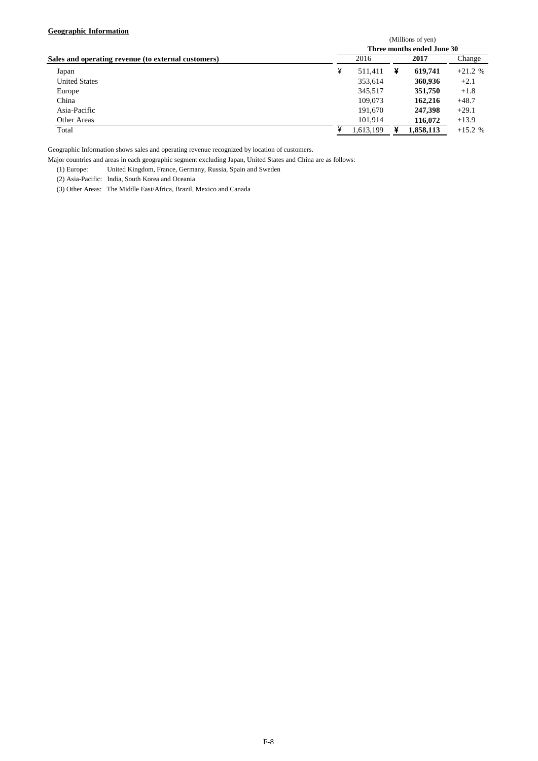**Geographic Information**

| Sales and operating revenue (to external customers) | (Millions of yen) Three months ended June 30 | | |
|---|---|---|---|
| | 2016 | **2017** | Change |
| Japan | ¥ 511,411 | ¥ **619,741** | +21.2 % |
| United States | 353,614 | **360,936** | +2.1 |
| Europe | 345,517 | **351,750** | +1.8 |
| China | 109,073 | **162,216** | +48.7 |
| Asia-Pacific | 191,670 | **247,398** | +29.1 |
| Other Areas | 101,914 | **116,072** | +13.9 |
| Total | ¥ 1,613,199 | ¥ **1,858,113** | +15.2 % |

Geographic Information shows sales and operating revenue recognized by location of customers.

Major countries and areas in each geographic segment excluding Japan, United States and China are as follows:

(1) Europe: United Kingdom, France, Germany, Russia, Spain and Sweden

(2) Asia-Pacific: India, South Korea and Oceania

(3) Other Areas: The Middle East/Africa, Brazil, Mexico and Canada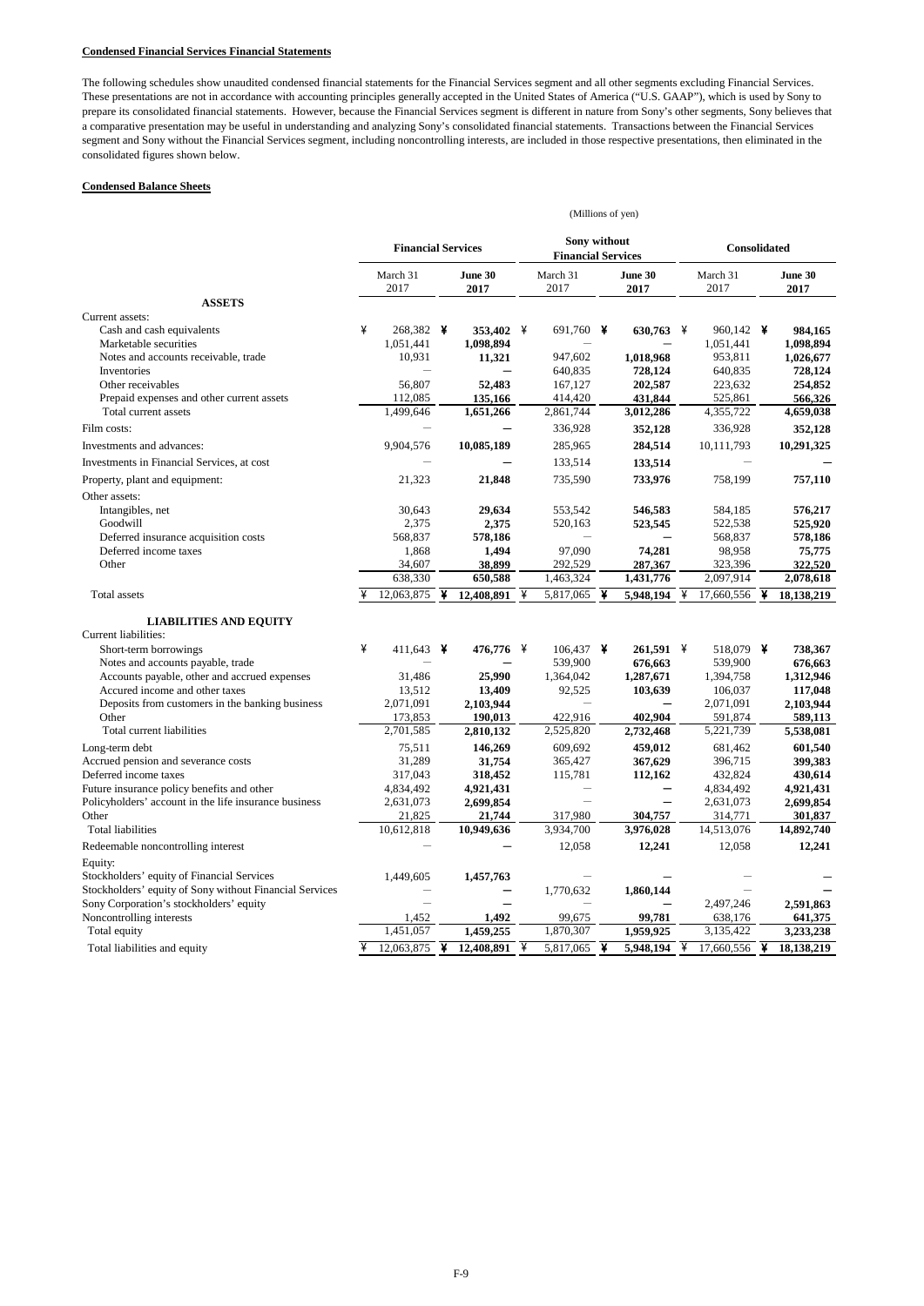**Condensed Financial Services Financial Statements**

The following schedules show unaudited condensed financial statements for the Financial Services segment and all other segments excluding Financial Services. These presentations are not in accordance with accounting principles generally accepted in the United States of America ("U.S. GAAP"), which is used by Sony to prepare its consolidated financial statements. However, because the Financial Services segment is different in nature from Sony's other segments, Sony believes that a comparative presentation may be useful in understanding and analyzing Sony's consolidated financial statements. Transactions between the Financial Services segment and Sony without the Financial Services segment, including noncontrolling interests, are included in those respective presentations, then eliminated in the consolidated figures shown below.

**Condensed Balance Sheets**

(Millions of yen)

| | Financial Services | | Sony without Financial Services | | Consolidated | |
|---|---|---|---|---|---|---|
| | March 31 2017 | **June 30 2017** | March 31 2017 | **June 30 2017** | March 31 2017 | **June 30 2017** |
| **ASSETS** | | | | | | |
| Current assets: | | | | | | |
| Cash and cash equivalents | ¥ 268,382 | **¥ 353,402** | ¥ 691,760 | **¥ 630,763** | ¥ 960,142 | **¥ 984,165** |
| Marketable securities | 1,051,441 | **1,098,894** | — | **—** | 1,051,441 | **1,098,894** |
| Notes and accounts receivable, trade | 10,931 | **11,321** | 947,602 | **1,018,968** | 953,811 | **1,026,677** |
| Inventories | — | **—** | 640,835 | **728,124** | 640,835 | **728,124** |
| Other receivables | 56,807 | **52,483** | 167,127 | **202,587** | 223,632 | **254,852** |
| Prepaid expenses and other current assets | 112,085 | **135,166** | 414,420 | **431,844** | 525,861 | **566,326** |
| Total current assets | 1,499,646 | **1,651,266** | 2,861,744 | **3,012,286** | 4,355,722 | **4,659,038** |
| Film costs: | — | **—** | 336,928 | **352,128** | 336,928 | **352,128** |
| Investments and advances: | 9,904,576 | **10,085,189** | 285,965 | **284,514** | 10,111,793 | **10,291,325** |
| Investments in Financial Services, at cost | — | **—** | 133,514 | **133,514** | — | **—** |
| Property, plant and equipment: | 21,323 | **21,848** | 735,590 | **733,976** | 758,199 | **757,110** |
| Other assets: | | | | | | |
| Intangibles, net | 30,643 | **29,634** | 553,542 | **546,583** | 584,185 | **576,217** |
| Goodwill | 2,375 | **2,375** | 520,163 | **523,545** | 522,538 | **525,920** |
| Deferred insurance acquisition costs | 568,837 | **578,186** | — | **—** | 568,837 | **578,186** |
| Deferred income taxes | 1,868 | **1,494** | 97,090 | **74,281** | 98,958 | **75,775** |
| Other | 34,607 | **38,899** | 292,529 | **287,367** | 323,396 | **322,520** |
| | 638,330 | **650,588** | 1,463,324 | **1,431,776** | 2,097,914 | **2,078,618** |
| Total assets | ¥ 12,063,875 | **¥ 12,408,891** | ¥ 5,817,065 | **¥ 5,948,194** | ¥ 17,660,556 | **¥ 18,138,219** |
| **LIABILITIES AND EQUITY** | | | | | | |
| Current liabilities: | | | | | | |
| Short-term borrowings | ¥ 411,643 | **¥ 476,776** | ¥ 106,437 | **¥ 261,591** | ¥ 518,079 | **¥ 738,367** |
| Notes and accounts payable, trade | — | **—** | 539,900 | **676,663** | 539,900 | **676,663** |
| Accounts payable, other and accrued expenses | 31,486 | **25,990** | 1,364,042 | **1,287,671** | 1,394,758 | **1,312,946** |
| Accured income and other taxes | 13,512 | **13,409** | 92,525 | **103,639** | 106,037 | **117,048** |
| Deposits from customers in the banking business | 2,071,091 | **2,103,944** | — | **—** | 2,071,091 | **2,103,944** |
| Other | 173,853 | **190,013** | 422,916 | **402,904** | 591,874 | **589,113** |
| Total current liabilities | 2,701,585 | **2,810,132** | 2,525,820 | **2,732,468** | 5,221,739 | **5,538,081** |
| Long-term debt | 75,511 | **146,269** | 609,692 | **459,012** | 681,462 | **601,540** |
| Accrued pension and severance costs | 31,289 | **31,754** | 365,427 | **367,629** | 396,715 | **399,383** |
| Deferred income taxes | 317,043 | **318,452** | 115,781 | **112,162** | 432,824 | **430,614** |
| Future insurance policy benefits and other | 4,834,492 | **4,921,431** | — | **—** | 4,834,492 | **4,921,431** |
| Policyholders' account in the life insurance business | 2,631,073 | **2,699,854** | — | **—** | 2,631,073 | **2,699,854** |
| Other | 21,825 | **21,744** | 317,980 | **304,757** | 314,771 | **301,837** |
| Total liabilities | 10,612,818 | **10,949,636** | 3,934,700 | **3,976,028** | 14,513,076 | **14,892,740** |
| Redeemable noncontrolling interest | — | **—** | 12,058 | **12,241** | 12,058 | **12,241** |
| Equity: | | | | | | |
| Stockholders' equity of Financial Services | 1,449,605 | **1,457,763** | — | **—** | — | **—** |
| Stockholders' equity of Sony without Financial Services | — | **—** | 1,770,632 | **1,860,144** | — | **—** |
| Sony Corporation's stockholders' equity | — | **—** | — | **—** | 2,497,246 | **2,591,863** |
| Noncontrolling interests | 1,452 | **1,492** | 99,675 | **99,781** | 638,176 | **641,375** |
| Total equity | 1,451,057 | **1,459,255** | 1,870,307 | **1,959,925** | 3,135,422 | **3,233,238** |
| Total liabilities and equity | ¥ 12,063,875 | **¥ 12,408,891** | ¥ 5,817,065 | **¥ 5,948,194** | ¥ 17,660,556 | **¥ 18,138,219** |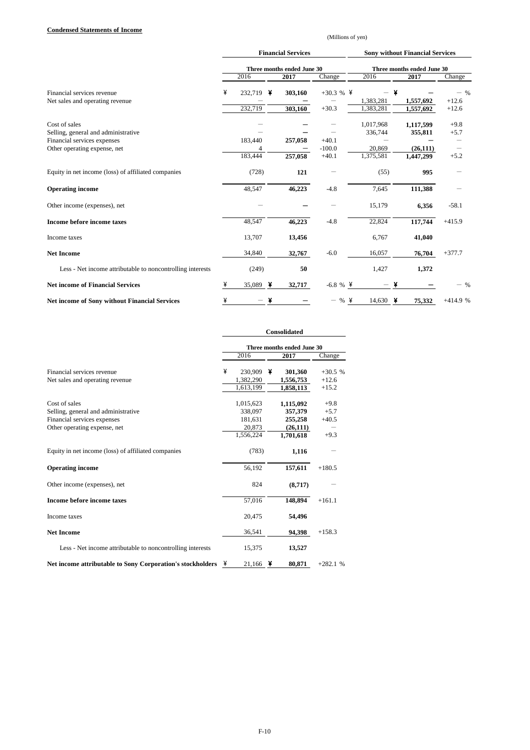**Condensed Statements of Income**

(Millions of yen)

| | Financial Services | | | Sony without Financial Services | | |
|---|---|---|---|---|---|---|
| | Three months ended June 30 | | | Three months ended June 30 | | |
| | 2016 | 2017 | Change | 2016 | 2017 | Change |
| Financial services revenue | ¥ 232,719 | ¥ 303,160 | +30.3 % | ¥ — | ¥ — | — % |
| Net sales and operating revenue | — | — | — | 1,383,281 | 1,557,692 | +12.6 |
| | 232,719 | 303,160 | +30.3 | 1,383,281 | 1,557,692 | +12.6 |
| Cost of sales | — | — | — | 1,017,968 | 1,117,599 | +9.8 |
| Selling, general and administrative | — | — | — | 336,744 | 355,811 | +5.7 |
| Financial services expenses | 183,440 | 257,058 | +40.1 | — | — | — |
| Other operating expense, net | 4 | — | -100.0 | 20,869 | (26,111) | — |
| | 183,444 | 257,058 | +40.1 | 1,375,581 | 1,447,299 | +5.2 |
| Equity in net income (loss) of affiliated companies | (728) | 121 | — | (55) | 995 | — |
| **Operating income** | 48,547 | 46,223 | -4.8 | 7,645 | 111,388 | — |
| Other income (expenses), net | — | — | — | 15,179 | 6,356 | -58.1 |
| **Income before income taxes** | 48,547 | 46,223 | -4.8 | 22,824 | 117,744 | +415.9 |
| Income taxes | 13,707 | 13,456 | | 6,767 | 41,040 | |
| **Net Income** | 34,840 | 32,767 | -6.0 | 16,057 | 76,704 | +377.7 |
| Less - Net income attributable to noncontrolling interests | (249) | 50 | | 1,427 | 1,372 | |
| **Net income of Financial Services** | ¥ 35,089 | ¥ 32,717 | -6.8 % | ¥ — | ¥ — | — % |
| **Net income of Sony without Financial Services** | ¥ — | ¥ — | — % | ¥ 14,630 | ¥ 75,332 | +414.9 % |

| | Consolidated | | |
|---|---|---|---|
| | Three months ended June 30 | | |
| | 2016 | 2017 | Change |
| Financial services revenue | ¥ 230,909 | ¥ 301,360 | +30.5 % |
| Net sales and operating revenue | 1,382,290 | 1,556,753 | +12.6 |
| | 1,613,199 | 1,858,113 | +15.2 |
| Cost of sales | 1,015,623 | 1,115,092 | +9.8 |
| Selling, general and administrative | 338,097 | 357,379 | +5.7 |
| Financial services expenses | 181,631 | 255,258 | +40.5 |
| Other operating expense, net | 20,873 | (26,111) | — |
| | 1,556,224 | 1,701,618 | +9.3 |
| Equity in net income (loss) of affiliated companies | (783) | 1,116 | — |
| **Operating income** | 56,192 | 157,611 | +180.5 |
| Other income (expenses), net | 824 | (8,717) | — |
| **Income before income taxes** | 57,016 | 148,894 | +161.1 |
| Income taxes | 20,475 | 54,496 | |
| **Net Income** | 36,541 | 94,398 | +158.3 |
| Less - Net income attributable to noncontrolling interests | 15,375 | 13,527 | |
| **Net income attributable to Sony Corporation's stockholders** | ¥ 21,166 | ¥ 80,871 | +282.1 % |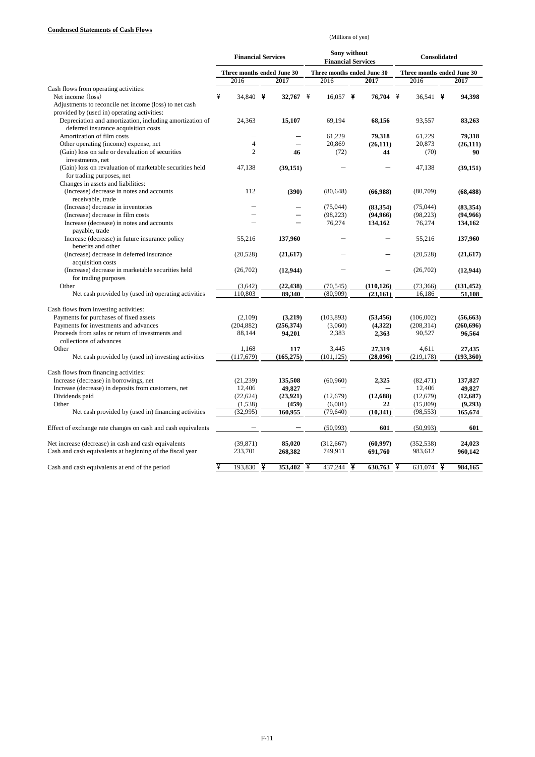**Condensed Statements of Cash Flows**

(Millions of yen)

| | Financial Services | | Sony without Financial Services | | Consolidated | |
|---|---|---|---|---|---|---|
| | Three months ended June 30 | | Three months ended June 30 | | Three months ended June 30 | |
| | 2016 | **2017** | 2016 | **2017** | 2016 | **2017** |
| Cash flows from operating activities: | | | | | | |
| Net income (loss) | ¥ 34,840 | **¥ 32,767** | ¥ 16,057 | **¥ 76,704** | ¥ 36,541 | **¥ 94,398** |
| Adjustments to reconcile net income (loss) to net cash provided by (used in) operating activities: | | | | | | |
| Depreciation and amortization, including amortization of deferred insurance acquisition costs | 24,363 | **15,107** | 69,194 | **68,156** | 93,557 | **83,263** |
| Amortization of film costs | − | **−** | 61,229 | **79,318** | 61,229 | **79,318** |
| Other operating (income) expense, net | 4 | **−** | 20,869 | **(26,111)** | 20,873 | **(26,111)** |
| (Gain) loss on sale or devaluation of securities investments, net | 2 | **46** | (72) | **44** | (70) | **90** |
| (Gain) loss on revaluation of marketable securities held for trading purposes, net | 47,138 | **(39,151)** | − | **−** | 47,138 | **(39,151)** |
| Changes in assets and liabilities: | | | | | | |
| (Increase) decrease in notes and accounts receivable, trade | 112 | **(390)** | (80,648) | **(66,988)** | (80,709) | **(68,488)** |
| (Increase) decrease in inventories | − | **−** | (75,044) | **(83,354)** | (75,044) | **(83,354)** |
| (Increase) decrease in film costs | − | **−** | (98,223) | **(94,966)** | (98,223) | **(94,966)** |
| Increase (decrease) in notes and accounts payable, trade | − | **−** | 76,274 | **134,162** | 76,274 | **134,162** |
| Increase (decrease) in future insurance policy benefits and other | 55,216 | **137,960** | − | **−** | 55,216 | **137,960** |
| (Increase) decrease in deferred insurance acquisition costs | (20,528) | **(21,617)** | − | **−** | (20,528) | **(21,617)** |
| (Increase) decrease in marketable securities held for trading purposes | (26,702) | **(12,944)** | − | **−** | (26,702) | **(12,944)** |
| Other | (3,642) | **(22,438)** | (70,545) | **(110,126)** | (73,366) | **(131,452)** |
| Net cash provided by (used in) operating activities | 110,803 | **89,340** | (80,909) | **(23,161)** | 16,186 | **51,108** |
| Cash flows from investing activities: | | | | | | |
| Payments for purchases of fixed assets | (2,109) | **(3,219)** | (103,893) | **(53,456)** | (106,002) | **(56,663)** |
| Payments for investments and advances | (204,882) | **(256,374)** | (3,060) | **(4,322)** | (208,314) | **(260,696)** |
| Proceeds from sales or return of investments and collections of advances | 88,144 | **94,201** | 2,383 | **2,363** | 90,527 | **96,564** |
| Other | 1,168 | **117** | 3,445 | **27,319** | 4,611 | **27,435** |
| Net cash provided by (used in) investing activities | (117,679) | **(165,275)** | (101,125) | **(28,096)** | (219,178) | **(193,360)** |
| Cash flows from financing activities: | | | | | | |
| Increase (decrease) in borrowings, net | (21,239) | **135,508** | (60,960) | **2,325** | (82,471) | **137,827** |
| Increase (decrease) in deposits from customers, net | 12,406 | **49,827** | − | **−** | 12,406 | **49,827** |
| Dividends paid | (22,624) | **(23,921)** | (12,679) | **(12,688)** | (12,679) | **(12,687)** |
| Other | (1,538) | **(459)** | (6,001) | **22** | (15,809) | **(9,293)** |
| Net cash provided by (used in) financing activities | (32,995) | **160,955** | (79,640) | **(10,341)** | (98,553) | **165,674** |
| Effect of exchange rate changes on cash and cash equivalents | − | **−** | (50,993) | **601** | (50,993) | **601** |
| Net increase (decrease) in cash and cash equivalents | (39,871) | **85,020** | (312,667) | **(60,997)** | (352,538) | **24,023** |
| Cash and cash equivalents at beginning of the fiscal year | 233,701 | **268,382** | 749,911 | **691,760** | 983,612 | **960,142** |
| Cash and cash equivalents at end of the period | ¥ 193,830 | **¥ 353,402** | ¥ 437,244 | **¥ 630,763** | ¥ 631,074 | **¥ 984,165** |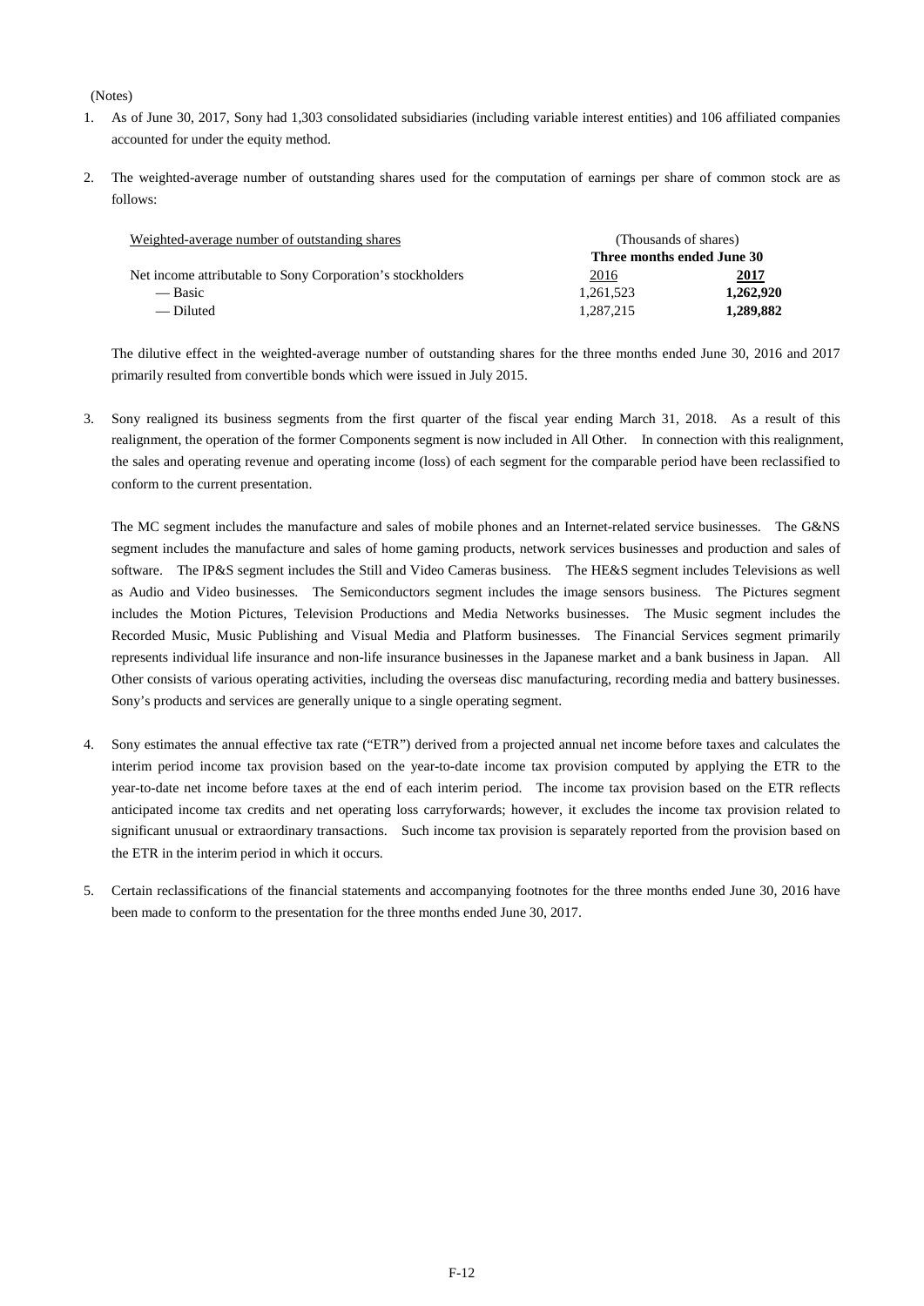(Notes)

1. As of June 30, 2017, Sony had 1,303 consolidated subsidiaries (including variable interest entities) and 106 affiliated companies accounted for under the equity method.

2. The weighted-average number of outstanding shares used for the computation of earnings per share of common stock are as follows:

| Weighted-average number of outstanding shares | (Thousands of shares) | |
|---|---|---|
| | Three months ended June 30 | |
| Net income attributable to Sony Corporation's stockholders | 2016 | **2017** |
| — Basic | 1,261,523 | **1,262,920** |
| — Diluted | 1,287,215 | **1,289,882** |

   The dilutive effect in the weighted-average number of outstanding shares for the three months ended June 30, 2016 and 2017 primarily resulted from convertible bonds which were issued in July 2015.

3. Sony realigned its business segments from the first quarter of the fiscal year ending March 31, 2018. As a result of this realignment, the operation of the former Components segment is now included in All Other. In connection with this realignment, the sales and operating revenue and operating income (loss) of each segment for the comparable period have been reclassified to conform to the current presentation.

   The MC segment includes the manufacture and sales of mobile phones and an Internet-related service businesses. The G&NS segment includes the manufacture and sales of home gaming products, network services businesses and production and sales of software. The IP&S segment includes the Still and Video Cameras business. The HE&S segment includes Televisions as well as Audio and Video businesses. The Semiconductors segment includes the image sensors business. The Pictures segment includes the Motion Pictures, Television Productions and Media Networks businesses. The Music segment includes the Recorded Music, Music Publishing and Visual Media and Platform businesses. The Financial Services segment primarily represents individual life insurance and non-life insurance businesses in the Japanese market and a bank business in Japan. All Other consists of various operating activities, including the overseas disc manufacturing, recording media and battery businesses. Sony's products and services are generally unique to a single operating segment.

4. Sony estimates the annual effective tax rate ("ETR") derived from a projected annual net income before taxes and calculates the interim period income tax provision based on the year-to-date income tax provision computed by applying the ETR to the year-to-date net income before taxes at the end of each interim period. The income tax provision based on the ETR reflects anticipated income tax credits and net operating loss carryforwards; however, it excludes the income tax provision related to significant unusual or extraordinary transactions. Such income tax provision is separately reported from the provision based on the ETR in the interim period in which it occurs.

5. Certain reclassifications of the financial statements and accompanying footnotes for the three months ended June 30, 2016 have been made to conform to the presentation for the three months ended June 30, 2017.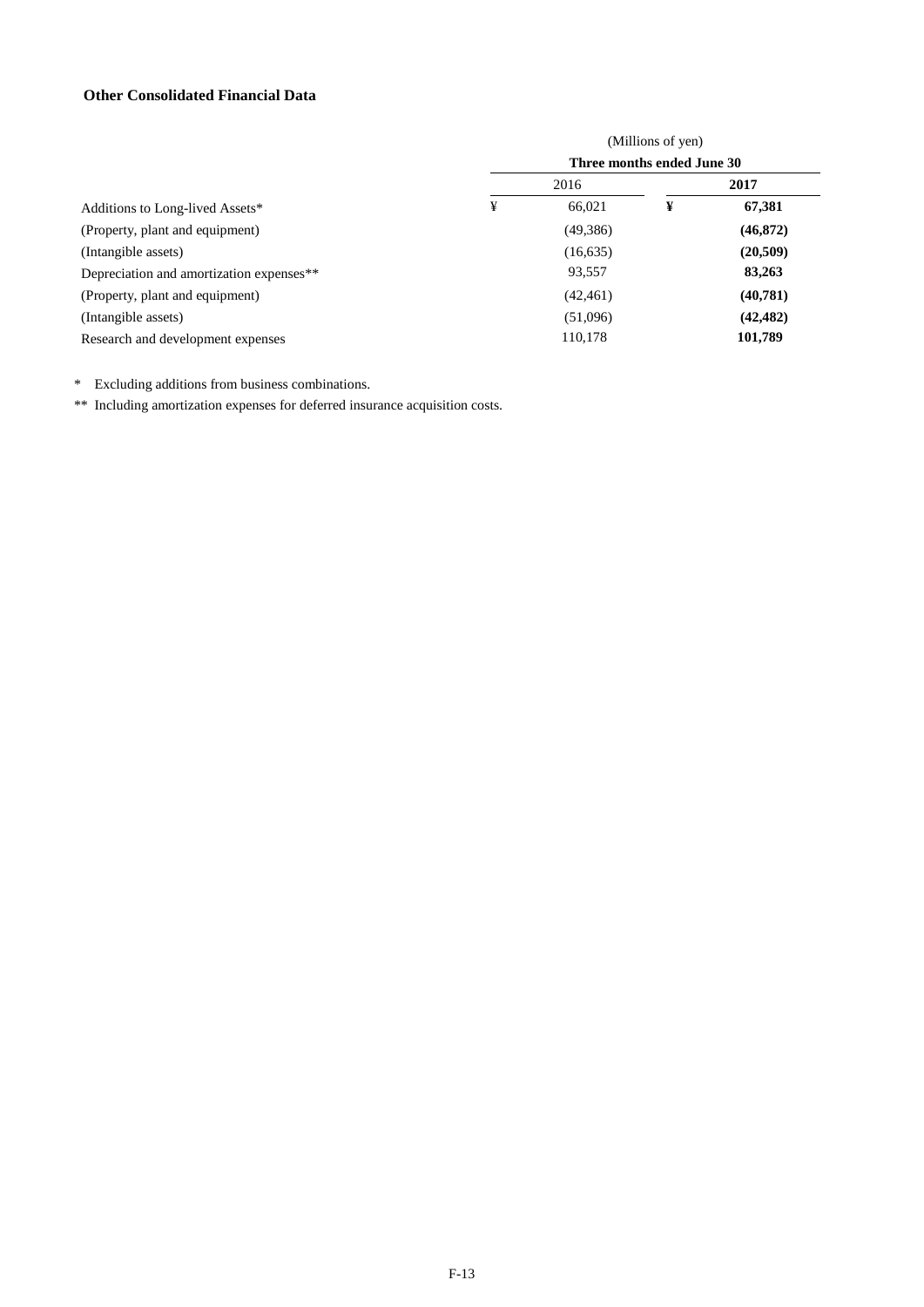**Other Consolidated Financial Data**

| | (Millions of yen) | |
|---|---|---|
| | Three months ended June 30 | |
| | 2016 | **2017** |
| Additions to Long-lived Assets* | ¥ 66,021 | **¥ 67,381** |
| (Property, plant and equipment) | (49,386) | **(46,872)** |
| (Intangible assets) | (16,635) | **(20,509)** |
| Depreciation and amortization expenses** | 93,557 | **83,263** |
| (Property, plant and equipment) | (42,461) | **(40,781)** |
| (Intangible assets) | (51,096) | **(42,482)** |
| Research and development expenses | 110,178 | **101,789** |

\* Excluding additions from business combinations.

** Including amortization expenses for deferred insurance acquisition costs.